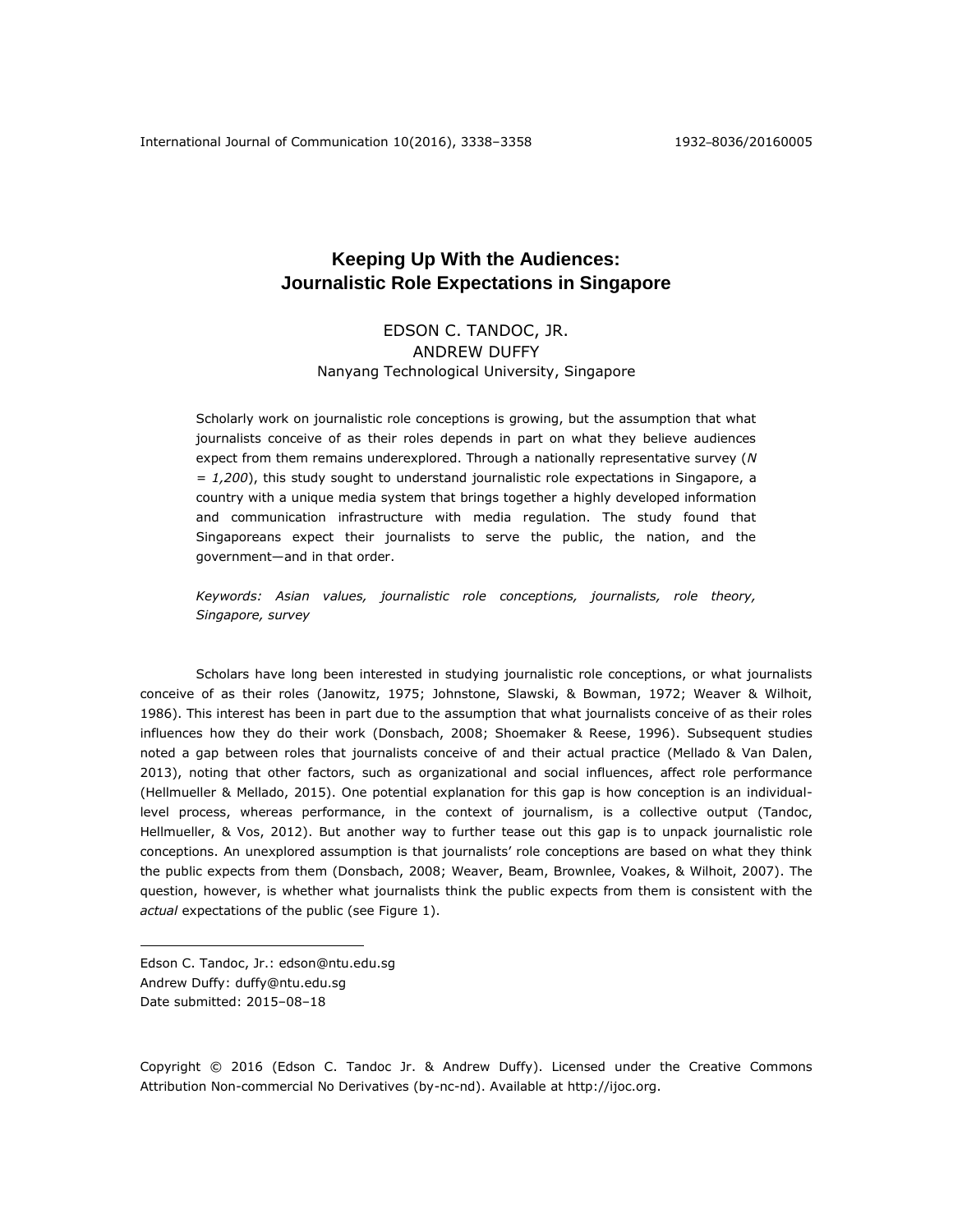# Keeping Up With the Audiences: Journalistic Role Expectations in Singapore

EDSON C. TANDOC, JR.
ANDREW DUFFY
Nanyang Technological University, Singapore

Scholarly work on journalistic role conceptions is growing, but the assumption that what journalists conceive of as their roles depends in part on what they believe audiences expect from them remains underexplored. Through a nationally representative survey (*N = 1,200*), this study sought to understand journalistic role expectations in Singapore, a country with a unique media system that brings together a highly developed information and communication infrastructure with media regulation. The study found that Singaporeans expect their journalists to serve the public, the nation, and the government—and in that order.

*Keywords: Asian values, journalistic role conceptions, journalists, role theory, Singapore, survey*

Scholars have long been interested in studying journalistic role conceptions, or what journalists conceive of as their roles (Janowitz, 1975; Johnstone, Slawski, & Bowman, 1972; Weaver & Wilhoit, 1986). This interest has been in part due to the assumption that what journalists conceive of as their roles influences how they do their work (Donsbach, 2008; Shoemaker & Reese, 1996). Subsequent studies noted a gap between roles that journalists conceive of and their actual practice (Mellado & Van Dalen, 2013), noting that other factors, such as organizational and social influences, affect role performance (Hellmueller & Mellado, 2015). One potential explanation for this gap is how conception is an individual-level process, whereas performance, in the context of journalism, is a collective output (Tandoc, Hellmueller, & Vos, 2012). But another way to further tease out this gap is to unpack journalistic role conceptions. An unexplored assumption is that journalists' role conceptions are based on what they think the public expects from them (Donsbach, 2008; Weaver, Beam, Brownlee, Voakes, & Wilhoit, 2007). The question, however, is whether what journalists think the public expects from them is consistent with the *actual* expectations of the public (see Figure 1).

---

Edson C. Tandoc, Jr.: edson@ntu.edu.sg
Andrew Duffy: duffy@ntu.edu.sg
Date submitted: 2015–08–18

Copyright © 2016 (Edson C. Tandoc Jr. & Andrew Duffy). Licensed under the Creative Commons Attribution Non-commercial No Derivatives (by-nc-nd). Available at http://ijoc.org.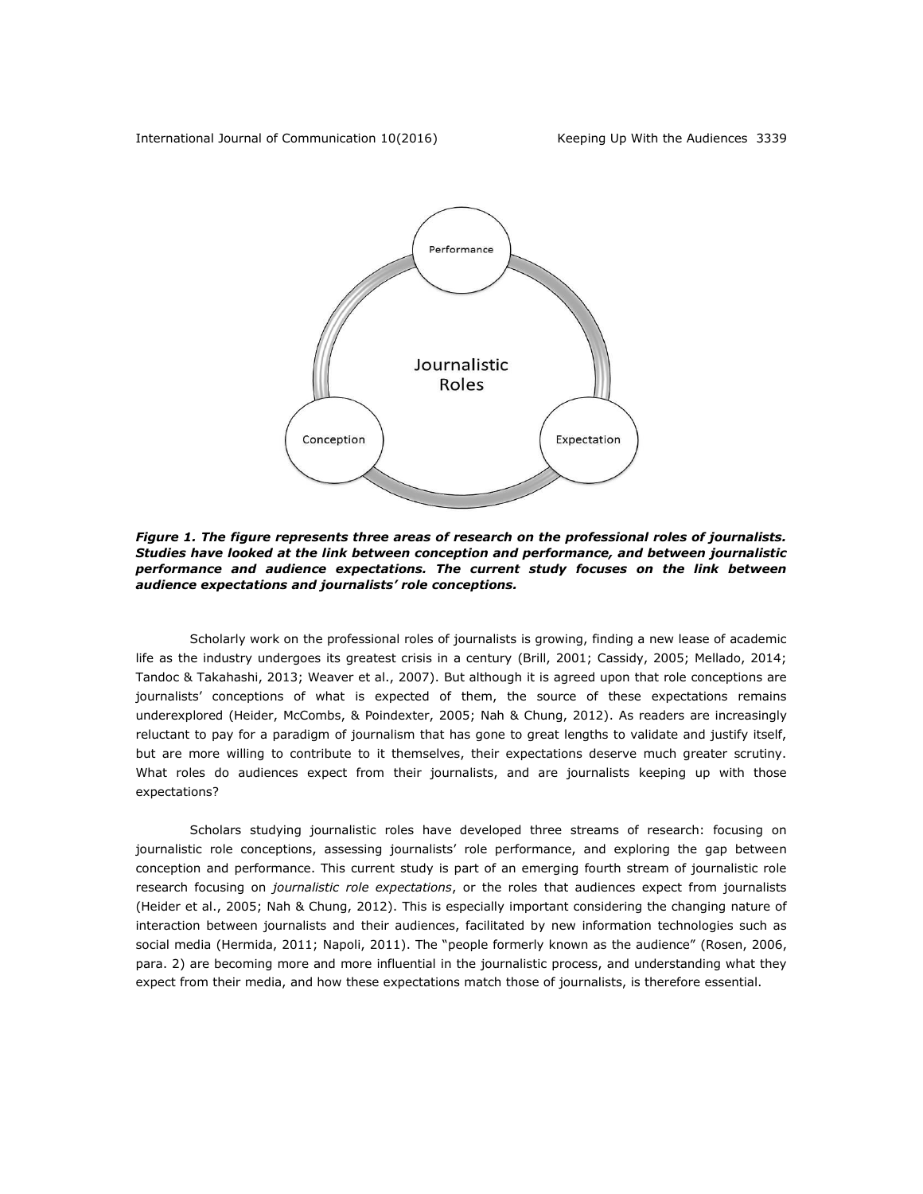***Figure 1. The figure represents three areas of research on the professional roles of journalists. Studies have looked at the link between conception and performance, and between journalistic performance and audience expectations. The current study focuses on the link between audience expectations and journalists' role conceptions.***

Scholarly work on the professional roles of journalists is growing, finding a new lease of academic life as the industry undergoes its greatest crisis in a century (Brill, 2001; Cassidy, 2005; Mellado, 2014; Tandoc & Takahashi, 2013; Weaver et al., 2007). But although it is agreed upon that role conceptions are journalists' conceptions of what is expected of them, the source of these expectations remains underexplored (Heider, McCombs, & Poindexter, 2005; Nah & Chung, 2012). As readers are increasingly reluctant to pay for a paradigm of journalism that has gone to great lengths to validate and justify itself, but are more willing to contribute to it themselves, their expectations deserve much greater scrutiny. What roles do audiences expect from their journalists, and are journalists keeping up with those expectations?

Scholars studying journalistic roles have developed three streams of research: focusing on journalistic role conceptions, assessing journalists' role performance, and exploring the gap between conception and performance. This current study is part of an emerging fourth stream of journalistic role research focusing on *journalistic role expectations*, or the roles that audiences expect from journalists (Heider et al., 2005; Nah & Chung, 2012). This is especially important considering the changing nature of interaction between journalists and their audiences, facilitated by new information technologies such as social media (Hermida, 2011; Napoli, 2011). The "people formerly known as the audience" (Rosen, 2006, para. 2) are becoming more and more influential in the journalistic process, and understanding what they expect from their media, and how these expectations match those of journalists, is therefore essential.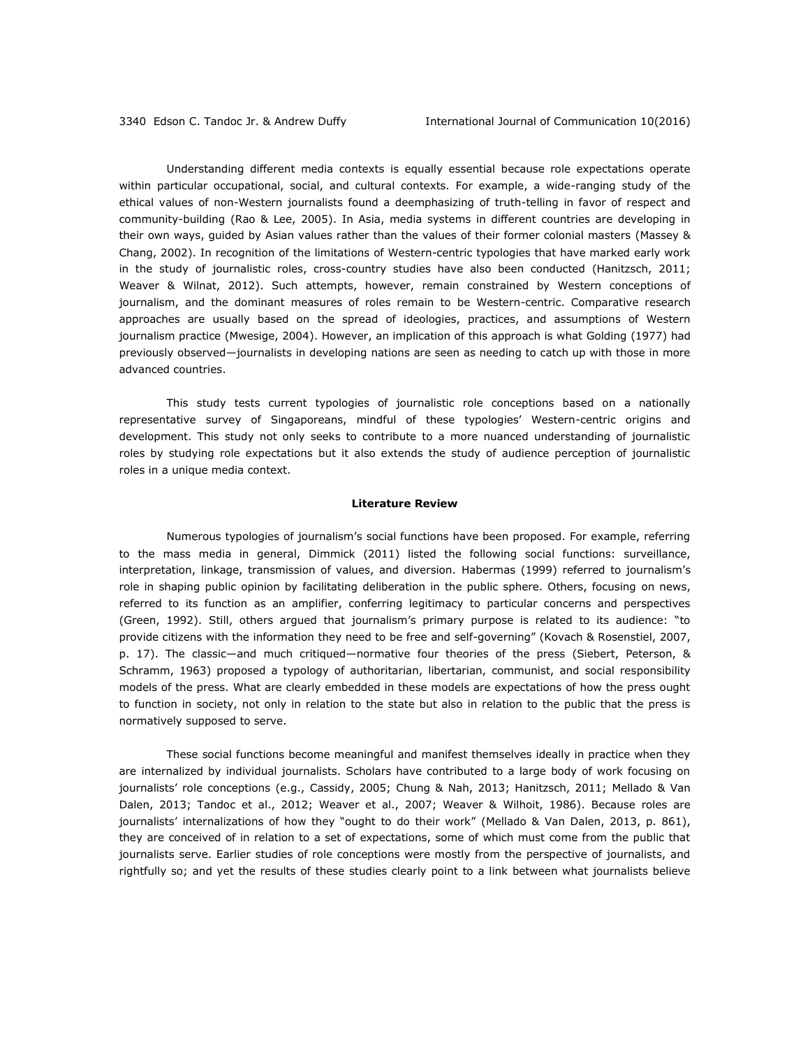Understanding different media contexts is equally essential because role expectations operate within particular occupational, social, and cultural contexts. For example, a wide-ranging study of the ethical values of non-Western journalists found a deemphasizing of truth-telling in favor of respect and community-building (Rao & Lee, 2005). In Asia, media systems in different countries are developing in their own ways, guided by Asian values rather than the values of their former colonial masters (Massey & Chang, 2002). In recognition of the limitations of Western-centric typologies that have marked early work in the study of journalistic roles, cross-country studies have also been conducted (Hanitzsch, 2011; Weaver & Wilnat, 2012). Such attempts, however, remain constrained by Western conceptions of journalism, and the dominant measures of roles remain to be Western-centric. Comparative research approaches are usually based on the spread of ideologies, practices, and assumptions of Western journalism practice (Mwesige, 2004). However, an implication of this approach is what Golding (1977) had previously observed—journalists in developing nations are seen as needing to catch up with those in more advanced countries.

This study tests current typologies of journalistic role conceptions based on a nationally representative survey of Singaporeans, mindful of these typologies' Western-centric origins and development. This study not only seeks to contribute to a more nuanced understanding of journalistic roles by studying role expectations but it also extends the study of audience perception of journalistic roles in a unique media context.

## Literature Review

Numerous typologies of journalism's social functions have been proposed. For example, referring to the mass media in general, Dimmick (2011) listed the following social functions: surveillance, interpretation, linkage, transmission of values, and diversion. Habermas (1999) referred to journalism's role in shaping public opinion by facilitating deliberation in the public sphere. Others, focusing on news, referred to its function as an amplifier, conferring legitimacy to particular concerns and perspectives (Green, 1992). Still, others argued that journalism's primary purpose is related to its audience: "to provide citizens with the information they need to be free and self-governing" (Kovach & Rosenstiel, 2007, p. 17). The classic—and much critiqued—normative four theories of the press (Siebert, Peterson, & Schramm, 1963) proposed a typology of authoritarian, libertarian, communist, and social responsibility models of the press. What are clearly embedded in these models are expectations of how the press ought to function in society, not only in relation to the state but also in relation to the public that the press is normatively supposed to serve.

These social functions become meaningful and manifest themselves ideally in practice when they are internalized by individual journalists. Scholars have contributed to a large body of work focusing on journalists' role conceptions (e.g., Cassidy, 2005; Chung & Nah, 2013; Hanitzsch, 2011; Mellado & Van Dalen, 2013; Tandoc et al., 2012; Weaver et al., 2007; Weaver & Wilhoit, 1986). Because roles are journalists' internalizations of how they "ought to do their work" (Mellado & Van Dalen, 2013, p. 861), they are conceived of in relation to a set of expectations, some of which must come from the public that journalists serve. Earlier studies of role conceptions were mostly from the perspective of journalists, and rightfully so; and yet the results of these studies clearly point to a link between what journalists believe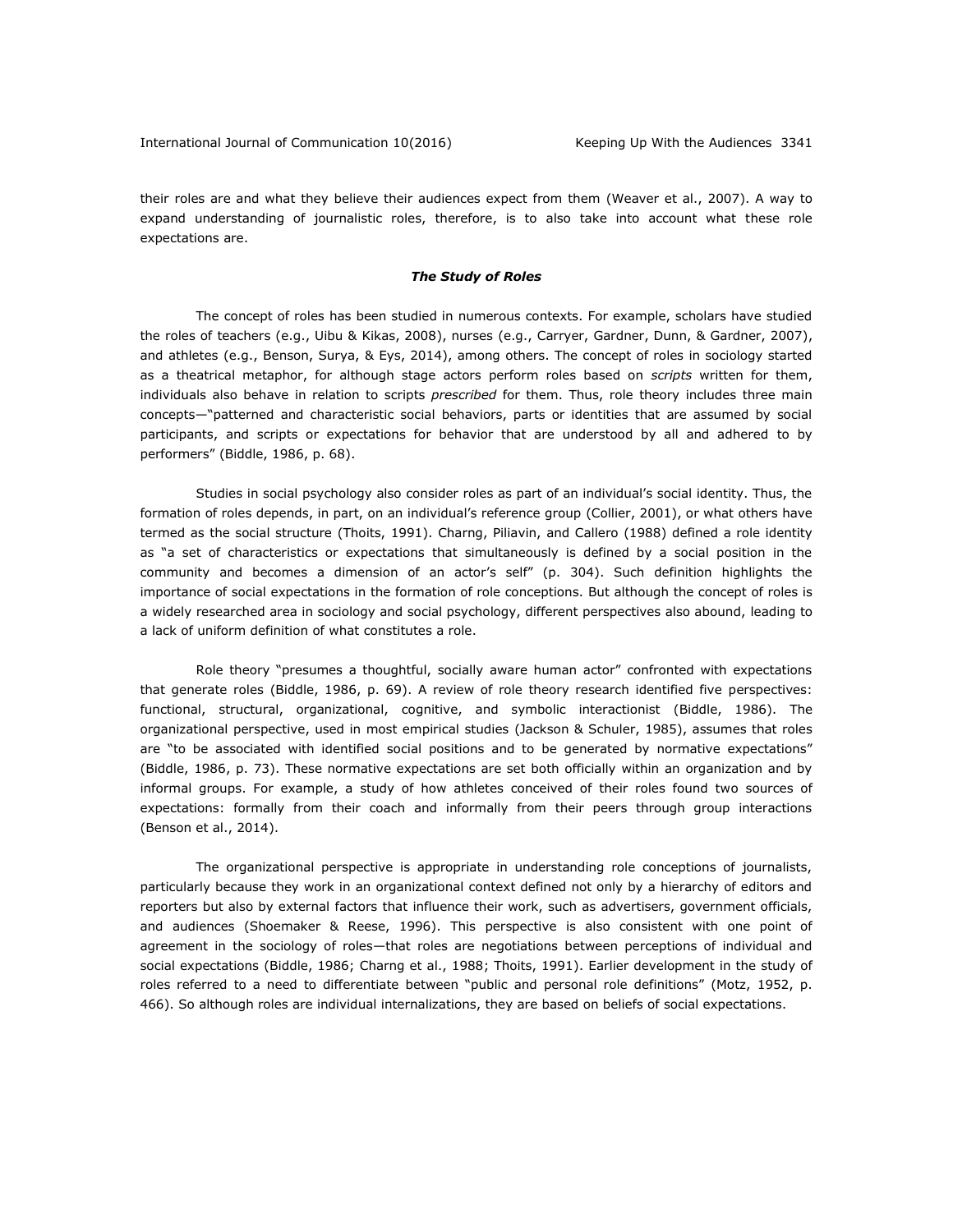their roles are and what they believe their audiences expect from them (Weaver et al., 2007). A way to expand understanding of journalistic roles, therefore, is to also take into account what these role expectations are.

### *The Study of Roles*

The concept of roles has been studied in numerous contexts. For example, scholars have studied the roles of teachers (e.g., Uibu & Kikas, 2008), nurses (e.g., Carryer, Gardner, Dunn, & Gardner, 2007), and athletes (e.g., Benson, Surya, & Eys, 2014), among others. The concept of roles in sociology started as a theatrical metaphor, for although stage actors perform roles based on *scripts* written for them, individuals also behave in relation to scripts *prescribed* for them. Thus, role theory includes three main concepts—"patterned and characteristic social behaviors, parts or identities that are assumed by social participants, and scripts or expectations for behavior that are understood by all and adhered to by performers" (Biddle, 1986, p. 68).

Studies in social psychology also consider roles as part of an individual's social identity. Thus, the formation of roles depends, in part, on an individual's reference group (Collier, 2001), or what others have termed as the social structure (Thoits, 1991). Charng, Piliavin, and Callero (1988) defined a role identity as "a set of characteristics or expectations that simultaneously is defined by a social position in the community and becomes a dimension of an actor's self" (p. 304). Such definition highlights the importance of social expectations in the formation of role conceptions. But although the concept of roles is a widely researched area in sociology and social psychology, different perspectives also abound, leading to a lack of uniform definition of what constitutes a role.

Role theory "presumes a thoughtful, socially aware human actor" confronted with expectations that generate roles (Biddle, 1986, p. 69). A review of role theory research identified five perspectives: functional, structural, organizational, cognitive, and symbolic interactionist (Biddle, 1986). The organizational perspective, used in most empirical studies (Jackson & Schuler, 1985), assumes that roles are "to be associated with identified social positions and to be generated by normative expectations" (Biddle, 1986, p. 73). These normative expectations are set both officially within an organization and by informal groups. For example, a study of how athletes conceived of their roles found two sources of expectations: formally from their coach and informally from their peers through group interactions (Benson et al., 2014).

The organizational perspective is appropriate in understanding role conceptions of journalists, particularly because they work in an organizational context defined not only by a hierarchy of editors and reporters but also by external factors that influence their work, such as advertisers, government officials, and audiences (Shoemaker & Reese, 1996). This perspective is also consistent with one point of agreement in the sociology of roles—that roles are negotiations between perceptions of individual and social expectations (Biddle, 1986; Charng et al., 1988; Thoits, 1991). Earlier development in the study of roles referred to a need to differentiate between "public and personal role definitions" (Motz, 1952, p. 466). So although roles are individual internalizations, they are based on beliefs of social expectations.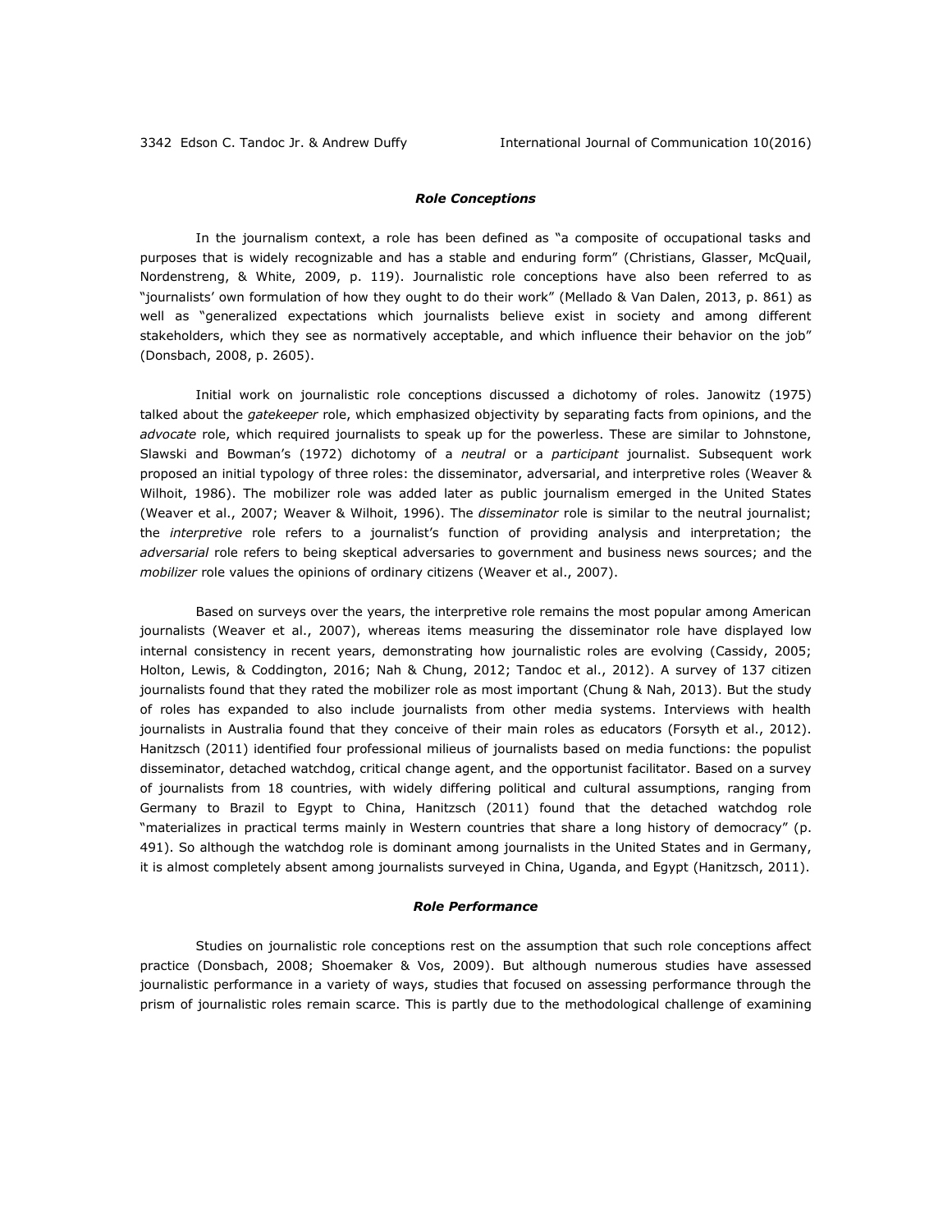### *Role Conceptions*

In the journalism context, a role has been defined as "a composite of occupational tasks and purposes that is widely recognizable and has a stable and enduring form" (Christians, Glasser, McQuail, Nordenstreng, & White, 2009, p. 119). Journalistic role conceptions have also been referred to as "journalists' own formulation of how they ought to do their work" (Mellado & Van Dalen, 2013, p. 861) as well as "generalized expectations which journalists believe exist in society and among different stakeholders, which they see as normatively acceptable, and which influence their behavior on the job" (Donsbach, 2008, p. 2605).

Initial work on journalistic role conceptions discussed a dichotomy of roles. Janowitz (1975) talked about the *gatekeeper* role, which emphasized objectivity by separating facts from opinions, and the *advocate* role, which required journalists to speak up for the powerless. These are similar to Johnstone, Slawski and Bowman's (1972) dichotomy of a *neutral* or a *participant* journalist. Subsequent work proposed an initial typology of three roles: the disseminator, adversarial, and interpretive roles (Weaver & Wilhoit, 1986). The mobilizer role was added later as public journalism emerged in the United States (Weaver et al., 2007; Weaver & Wilhoit, 1996). The *disseminator* role is similar to the neutral journalist; the *interpretive* role refers to a journalist's function of providing analysis and interpretation; the *adversarial* role refers to being skeptical adversaries to government and business news sources; and the *mobilizer* role values the opinions of ordinary citizens (Weaver et al., 2007).

Based on surveys over the years, the interpretive role remains the most popular among American journalists (Weaver et al., 2007), whereas items measuring the disseminator role have displayed low internal consistency in recent years, demonstrating how journalistic roles are evolving (Cassidy, 2005; Holton, Lewis, & Coddington, 2016; Nah & Chung, 2012; Tandoc et al., 2012). A survey of 137 citizen journalists found that they rated the mobilizer role as most important (Chung & Nah, 2013). But the study of roles has expanded to also include journalists from other media systems. Interviews with health journalists in Australia found that they conceive of their main roles as educators (Forsyth et al., 2012). Hanitzsch (2011) identified four professional milieus of journalists based on media functions: the populist disseminator, detached watchdog, critical change agent, and the opportunist facilitator. Based on a survey of journalists from 18 countries, with widely differing political and cultural assumptions, ranging from Germany to Brazil to Egypt to China, Hanitzsch (2011) found that the detached watchdog role "materializes in practical terms mainly in Western countries that share a long history of democracy" (p. 491). So although the watchdog role is dominant among journalists in the United States and in Germany, it is almost completely absent among journalists surveyed in China, Uganda, and Egypt (Hanitzsch, 2011).

### *Role Performance*

Studies on journalistic role conceptions rest on the assumption that such role conceptions affect practice (Donsbach, 2008; Shoemaker & Vos, 2009). But although numerous studies have assessed journalistic performance in a variety of ways, studies that focused on assessing performance through the prism of journalistic roles remain scarce. This is partly due to the methodological challenge of examining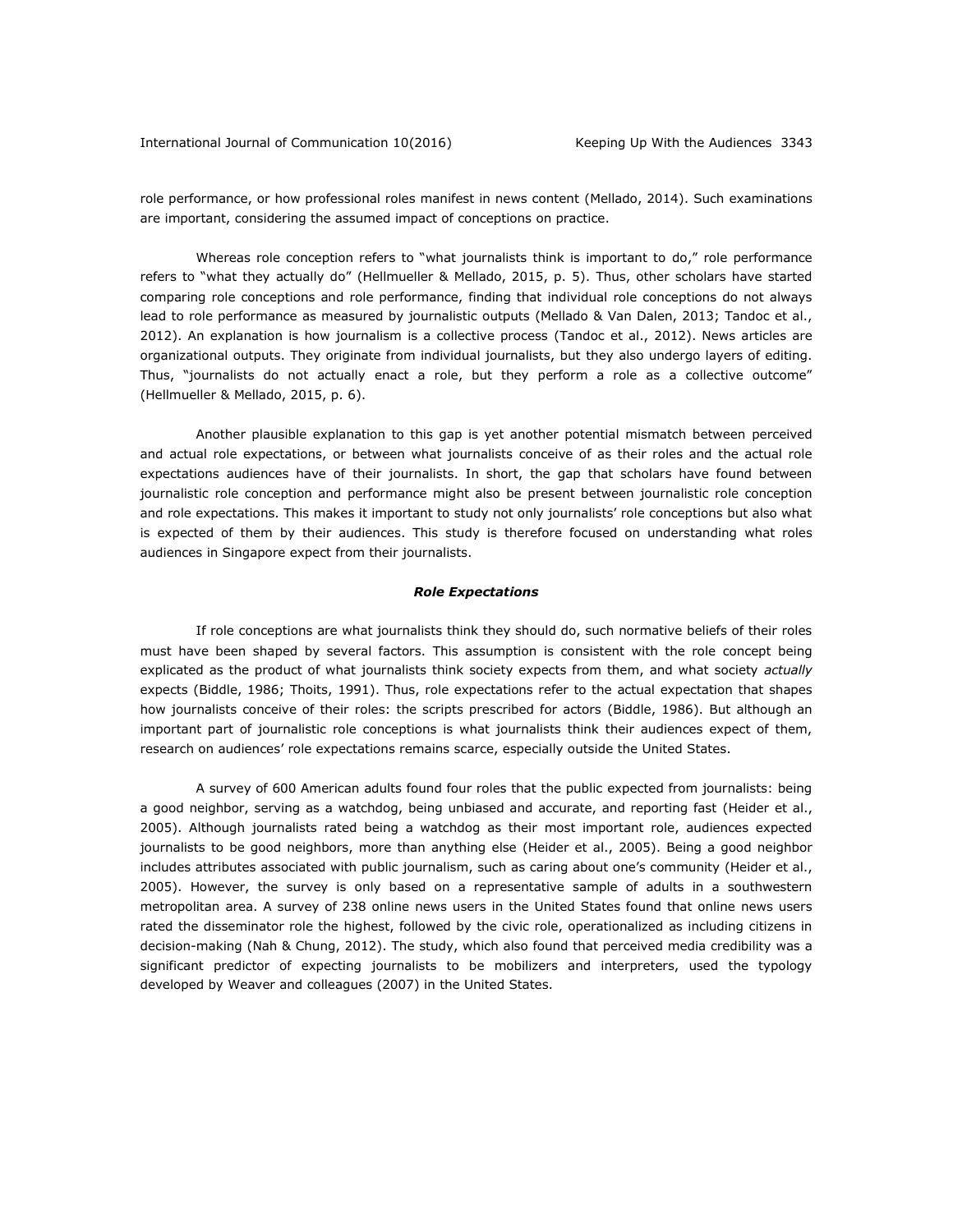role performance, or how professional roles manifest in news content (Mellado, 2014). Such examinations are important, considering the assumed impact of conceptions on practice.

Whereas role conception refers to "what journalists think is important to do," role performance refers to "what they actually do" (Hellmueller & Mellado, 2015, p. 5). Thus, other scholars have started comparing role conceptions and role performance, finding that individual role conceptions do not always lead to role performance as measured by journalistic outputs (Mellado & Van Dalen, 2013; Tandoc et al., 2012). An explanation is how journalism is a collective process (Tandoc et al., 2012). News articles are organizational outputs. They originate from individual journalists, but they also undergo layers of editing. Thus, "journalists do not actually enact a role, but they perform a role as a collective outcome" (Hellmueller & Mellado, 2015, p. 6).

Another plausible explanation to this gap is yet another potential mismatch between perceived and actual role expectations, or between what journalists conceive of as their roles and the actual role expectations audiences have of their journalists. In short, the gap that scholars have found between journalistic role conception and performance might also be present between journalistic role conception and role expectations. This makes it important to study not only journalists' role conceptions but also what is expected of them by their audiences. This study is therefore focused on understanding what roles audiences in Singapore expect from their journalists.

### *Role Expectations*

If role conceptions are what journalists think they should do, such normative beliefs of their roles must have been shaped by several factors. This assumption is consistent with the role concept being explicated as the product of what journalists think society expects from them, and what society *actually* expects (Biddle, 1986; Thoits, 1991). Thus, role expectations refer to the actual expectation that shapes how journalists conceive of their roles: the scripts prescribed for actors (Biddle, 1986). But although an important part of journalistic role conceptions is what journalists think their audiences expect of them, research on audiences' role expectations remains scarce, especially outside the United States.

A survey of 600 American adults found four roles that the public expected from journalists: being a good neighbor, serving as a watchdog, being unbiased and accurate, and reporting fast (Heider et al., 2005). Although journalists rated being a watchdog as their most important role, audiences expected journalists to be good neighbors, more than anything else (Heider et al., 2005). Being a good neighbor includes attributes associated with public journalism, such as caring about one's community (Heider et al., 2005). However, the survey is only based on a representative sample of adults in a southwestern metropolitan area. A survey of 238 online news users in the United States found that online news users rated the disseminator role the highest, followed by the civic role, operationalized as including citizens in decision-making (Nah & Chung, 2012). The study, which also found that perceived media credibility was a significant predictor of expecting journalists to be mobilizers and interpreters, used the typology developed by Weaver and colleagues (2007) in the United States.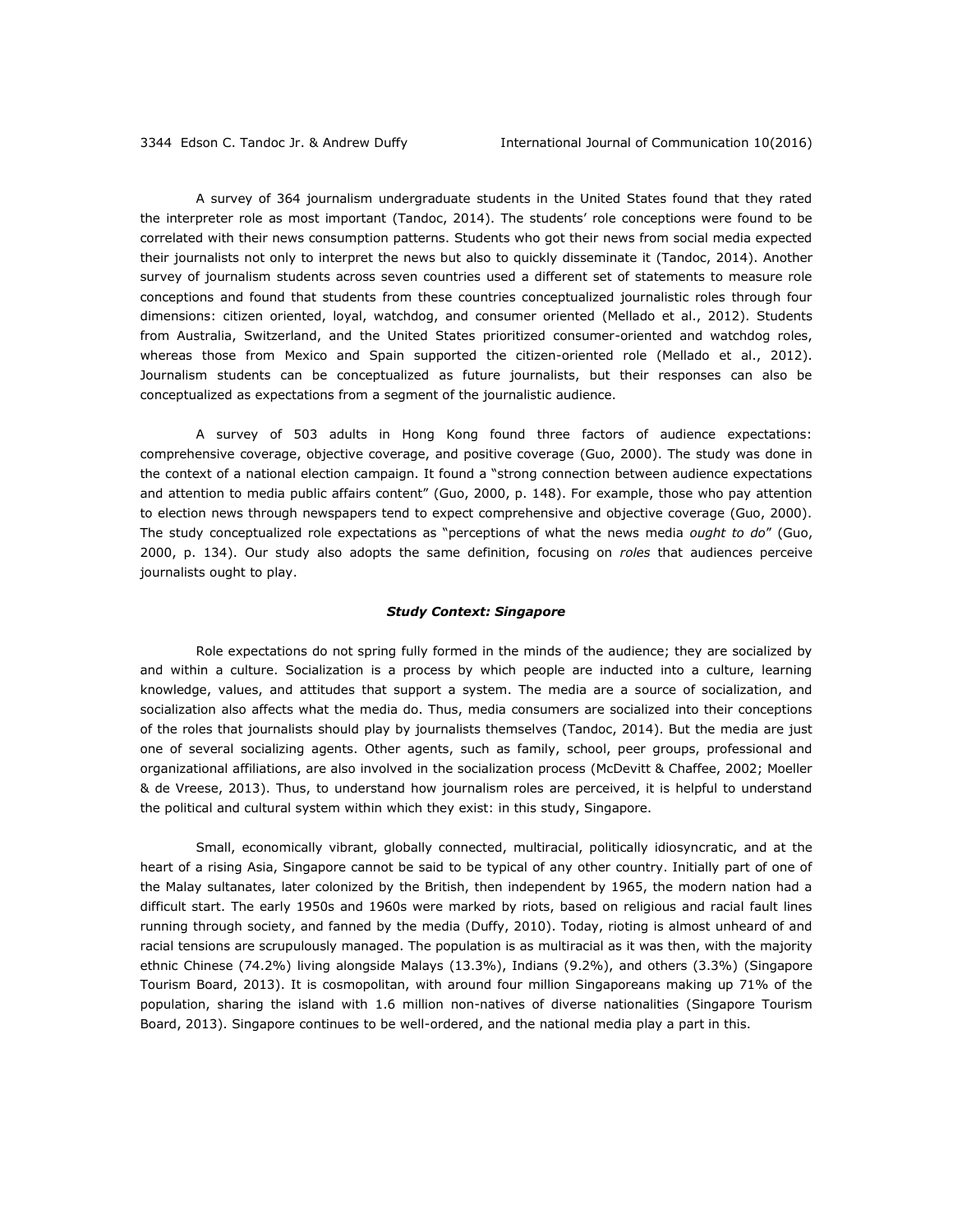A survey of 364 journalism undergraduate students in the United States found that they rated the interpreter role as most important (Tandoc, 2014). The students' role conceptions were found to be correlated with their news consumption patterns. Students who got their news from social media expected their journalists not only to interpret the news but also to quickly disseminate it (Tandoc, 2014). Another survey of journalism students across seven countries used a different set of statements to measure role conceptions and found that students from these countries conceptualized journalistic roles through four dimensions: citizen oriented, loyal, watchdog, and consumer oriented (Mellado et al., 2012). Students from Australia, Switzerland, and the United States prioritized consumer-oriented and watchdog roles, whereas those from Mexico and Spain supported the citizen-oriented role (Mellado et al., 2012). Journalism students can be conceptualized as future journalists, but their responses can also be conceptualized as expectations from a segment of the journalistic audience.

A survey of 503 adults in Hong Kong found three factors of audience expectations: comprehensive coverage, objective coverage, and positive coverage (Guo, 2000). The study was done in the context of a national election campaign. It found a "strong connection between audience expectations and attention to media public affairs content" (Guo, 2000, p. 148). For example, those who pay attention to election news through newspapers tend to expect comprehensive and objective coverage (Guo, 2000). The study conceptualized role expectations as "perceptions of what the news media *ought to do*" (Guo, 2000, p. 134). Our study also adopts the same definition, focusing on *roles* that audiences perceive journalists ought to play.

### *Study Context: Singapore*

Role expectations do not spring fully formed in the minds of the audience; they are socialized by and within a culture. Socialization is a process by which people are inducted into a culture, learning knowledge, values, and attitudes that support a system. The media are a source of socialization, and socialization also affects what the media do. Thus, media consumers are socialized into their conceptions of the roles that journalists should play by journalists themselves (Tandoc, 2014). But the media are just one of several socializing agents. Other agents, such as family, school, peer groups, professional and organizational affiliations, are also involved in the socialization process (McDevitt & Chaffee, 2002; Moeller & de Vreese, 2013). Thus, to understand how journalism roles are perceived, it is helpful to understand the political and cultural system within which they exist: in this study, Singapore.

Small, economically vibrant, globally connected, multiracial, politically idiosyncratic, and at the heart of a rising Asia, Singapore cannot be said to be typical of any other country. Initially part of one of the Malay sultanates, later colonized by the British, then independent by 1965, the modern nation had a difficult start. The early 1950s and 1960s were marked by riots, based on religious and racial fault lines running through society, and fanned by the media (Duffy, 2010). Today, rioting is almost unheard of and racial tensions are scrupulously managed. The population is as multiracial as it was then, with the majority ethnic Chinese (74.2%) living alongside Malays (13.3%), Indians (9.2%), and others (3.3%) (Singapore Tourism Board, 2013). It is cosmopolitan, with around four million Singaporeans making up 71% of the population, sharing the island with 1.6 million non-natives of diverse nationalities (Singapore Tourism Board, 2013). Singapore continues to be well-ordered, and the national media play a part in this.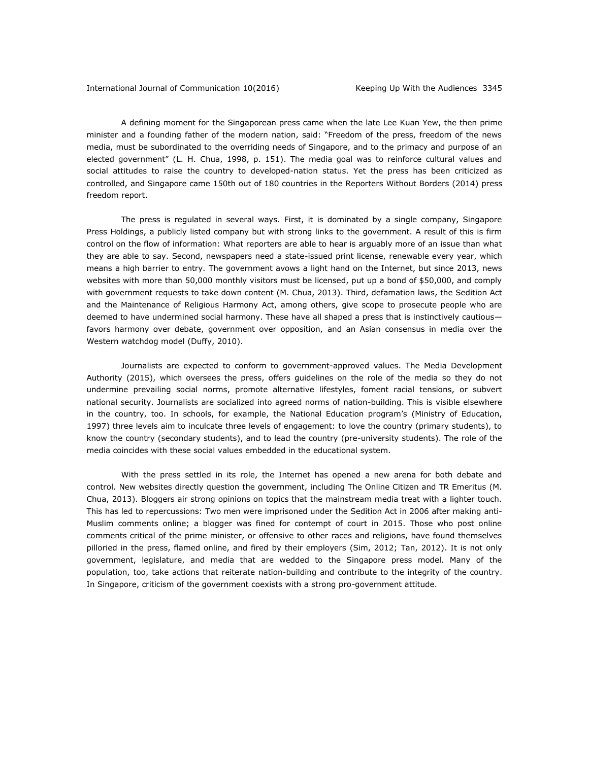A defining moment for the Singaporean press came when the late Lee Kuan Yew, the then prime minister and a founding father of the modern nation, said: "Freedom of the press, freedom of the news media, must be subordinated to the overriding needs of Singapore, and to the primacy and purpose of an elected government" (L. H. Chua, 1998, p. 151). The media goal was to reinforce cultural values and social attitudes to raise the country to developed-nation status. Yet the press has been criticized as controlled, and Singapore came 150th out of 180 countries in the Reporters Without Borders (2014) press freedom report.

The press is regulated in several ways. First, it is dominated by a single company, Singapore Press Holdings, a publicly listed company but with strong links to the government. A result of this is firm control on the flow of information: What reporters are able to hear is arguably more of an issue than what they are able to say. Second, newspapers need a state-issued print license, renewable every year, which means a high barrier to entry. The government avows a light hand on the Internet, but since 2013, news websites with more than 50,000 monthly visitors must be licensed, put up a bond of $50,000, and comply with government requests to take down content (M. Chua, 2013). Third, defamation laws, the Sedition Act and the Maintenance of Religious Harmony Act, among others, give scope to prosecute people who are deemed to have undermined social harmony. These have all shaped a press that is instinctively cautious—favors harmony over debate, government over opposition, and an Asian consensus in media over the Western watchdog model (Duffy, 2010).

Journalists are expected to conform to government-approved values. The Media Development Authority (2015), which oversees the press, offers guidelines on the role of the media so they do not undermine prevailing social norms, promote alternative lifestyles, foment racial tensions, or subvert national security. Journalists are socialized into agreed norms of nation-building. This is visible elsewhere in the country, too. In schools, for example, the National Education program's (Ministry of Education, 1997) three levels aim to inculcate three levels of engagement: to love the country (primary students), to know the country (secondary students), and to lead the country (pre-university students). The role of the media coincides with these social values embedded in the educational system.

With the press settled in its role, the Internet has opened a new arena for both debate and control. New websites directly question the government, including The Online Citizen and TR Emeritus (M. Chua, 2013). Bloggers air strong opinions on topics that the mainstream media treat with a lighter touch. This has led to repercussions: Two men were imprisoned under the Sedition Act in 2006 after making anti-Muslim comments online; a blogger was fined for contempt of court in 2015. Those who post online comments critical of the prime minister, or offensive to other races and religions, have found themselves pilloried in the press, flamed online, and fired by their employers (Sim, 2012; Tan, 2012). It is not only government, legislature, and media that are wedded to the Singapore press model. Many of the population, too, take actions that reiterate nation-building and contribute to the integrity of the country. In Singapore, criticism of the government coexists with a strong pro-government attitude.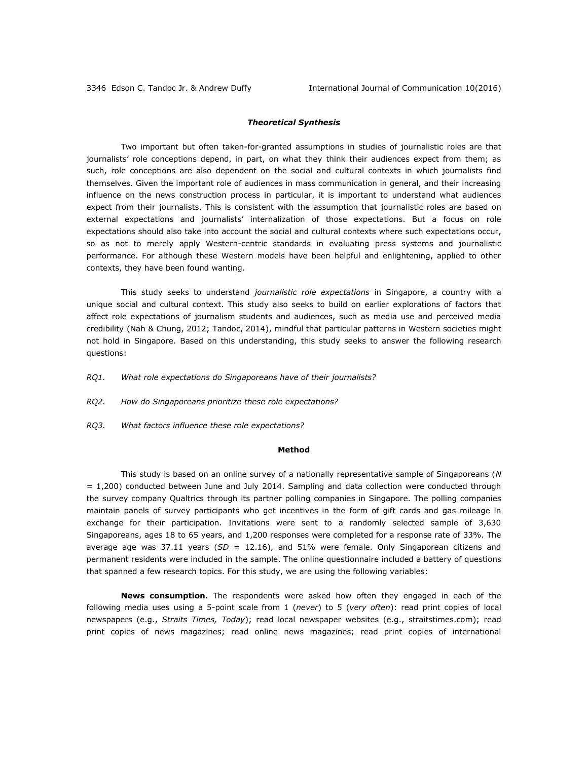### *Theoretical Synthesis*

Two important but often taken-for-granted assumptions in studies of journalistic roles are that journalists' role conceptions depend, in part, on what they think their audiences expect from them; as such, role conceptions are also dependent on the social and cultural contexts in which journalists find themselves. Given the important role of audiences in mass communication in general, and their increasing influence on the news construction process in particular, it is important to understand what audiences expect from their journalists. This is consistent with the assumption that journalistic roles are based on external expectations and journalists' internalization of those expectations. But a focus on role expectations should also take into account the social and cultural contexts where such expectations occur, so as not to merely apply Western-centric standards in evaluating press systems and journalistic performance. For although these Western models have been helpful and enlightening, applied to other contexts, they have been found wanting.

This study seeks to understand *journalistic role expectations* in Singapore, a country with a unique social and cultural context. This study also seeks to build on earlier explorations of factors that affect role expectations of journalism students and audiences, such as media use and perceived media credibility (Nah & Chung, 2012; Tandoc, 2014), mindful that particular patterns in Western societies might not hold in Singapore. Based on this understanding, this study seeks to answer the following research questions:

*RQ1. What role expectations do Singaporeans have of their journalists?*

*RQ2. How do Singaporeans prioritize these role expectations?*

*RQ3. What factors influence these role expectations?*

### Method

This study is based on an online survey of a nationally representative sample of Singaporeans ($N = 1,200$) conducted between June and July 2014. Sampling and data collection were conducted through the survey company Qualtrics through its partner polling companies in Singapore. The polling companies maintain panels of survey participants who get incentives in the form of gift cards and gas mileage in exchange for their participation. Invitations were sent to a randomly selected sample of 3,630 Singaporeans, ages 18 to 65 years, and 1,200 responses were completed for a response rate of 33%. The average age was 37.11 years ($SD = 12.16$), and 51% were female. Only Singaporean citizens and permanent residents were included in the sample. The online questionnaire included a battery of questions that spanned a few research topics. For this study, we are using the following variables:

**News consumption.** The respondents were asked how often they engaged in each of the following media uses using a 5-point scale from 1 (*never*) to 5 (*very often*): read print copies of local newspapers (e.g., *Straits Times, Today*); read local newspaper websites (e.g., straitstimes.com); read print copies of news magazines; read online news magazines; read print copies of international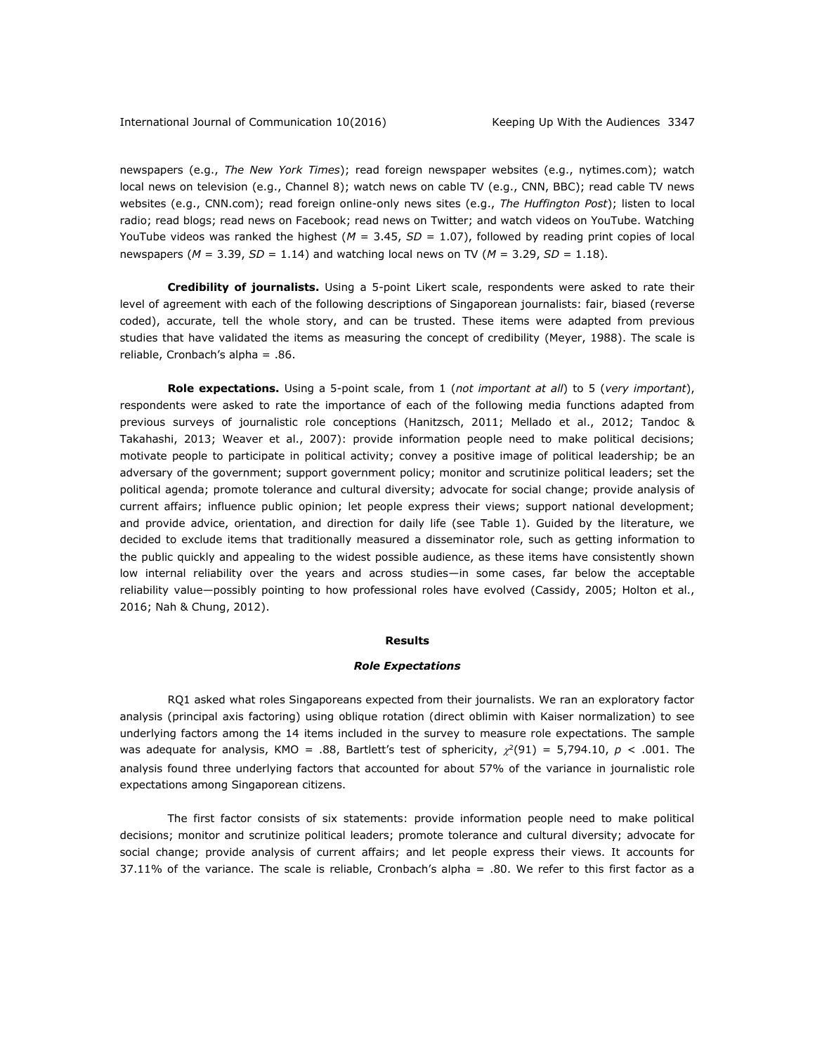newspapers (e.g., *The New York Times*); read foreign newspaper websites (e.g., nytimes.com); watch local news on television (e.g., Channel 8); watch news on cable TV (e.g., CNN, BBC); read cable TV news websites (e.g., CNN.com); read foreign online-only news sites (e.g., *The Huffington Post*); listen to local radio; read blogs; read news on Facebook; read news on Twitter; and watch videos on YouTube. Watching YouTube videos was ranked the highest ($M$ = 3.45, $SD$ = 1.07), followed by reading print copies of local newspapers ($M$ = 3.39, $SD$ = 1.14) and watching local news on TV ($M$ = 3.29, $SD$ = 1.18).

**Credibility of journalists.** Using a 5-point Likert scale, respondents were asked to rate their level of agreement with each of the following descriptions of Singaporean journalists: fair, biased (reverse coded), accurate, tell the whole story, and can be trusted. These items were adapted from previous studies that have validated the items as measuring the concept of credibility (Meyer, 1988). The scale is reliable, Cronbach's alpha = .86.

**Role expectations.** Using a 5-point scale, from 1 (*not important at all*) to 5 (*very important*), respondents were asked to rate the importance of each of the following media functions adapted from previous surveys of journalistic role conceptions (Hanitzsch, 2011; Mellado et al., 2012; Tandoc & Takahashi, 2013; Weaver et al., 2007): provide information people need to make political decisions; motivate people to participate in political activity; convey a positive image of political leadership; be an adversary of the government; support government policy; monitor and scrutinize political leaders; set the political agenda; promote tolerance and cultural diversity; advocate for social change; provide analysis of current affairs; influence public opinion; let people express their views; support national development; and provide advice, orientation, and direction for daily life (see Table 1). Guided by the literature, we decided to exclude items that traditionally measured a disseminator role, such as getting information to the public quickly and appealing to the widest possible audience, as these items have consistently shown low internal reliability over the years and across studies—in some cases, far below the acceptable reliability value—possibly pointing to how professional roles have evolved (Cassidy, 2005; Holton et al., 2016; Nah & Chung, 2012).

## Results

### *Role Expectations*

RQ1 asked what roles Singaporeans expected from their journalists. We ran an exploratory factor analysis (principal axis factoring) using oblique rotation (direct oblimin with Kaiser normalization) to see underlying factors among the 14 items included in the survey to measure role expectations. The sample was adequate for analysis, KMO = .88, Bartlett's test of sphericity, $\chi^2(91)$ = 5,794.10, $p$ < .001. The analysis found three underlying factors that accounted for about 57% of the variance in journalistic role expectations among Singaporean citizens.

The first factor consists of six statements: provide information people need to make political decisions; monitor and scrutinize political leaders; promote tolerance and cultural diversity; advocate for social change; provide analysis of current affairs; and let people express their views. It accounts for 37.11% of the variance. The scale is reliable, Cronbach's alpha = .80. We refer to this first factor as a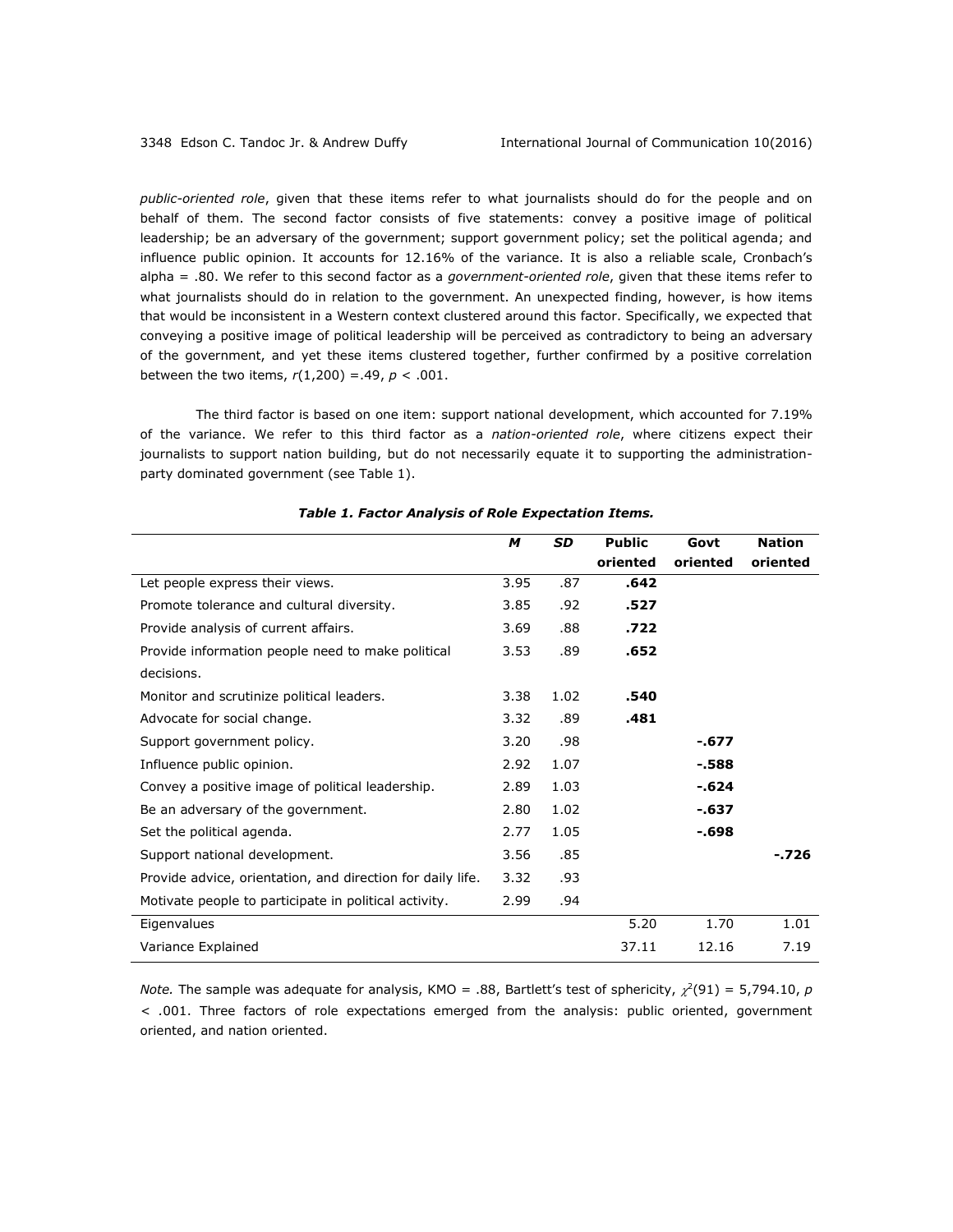*public-oriented role*, given that these items refer to what journalists should do for the people and on behalf of them. The second factor consists of five statements: convey a positive image of political leadership; be an adversary of the government; support government policy; set the political agenda; and influence public opinion. It accounts for 12.16% of the variance. It is also a reliable scale, Cronbach's alpha = .80. We refer to this second factor as a *government-oriented role*, given that these items refer to what journalists should do in relation to the government. An unexpected finding, however, is how items that would be inconsistent in a Western context clustered around this factor. Specifically, we expected that conveying a positive image of political leadership will be perceived as contradictory to being an adversary of the government, and yet these items clustered together, further confirmed by a positive correlation between the two items, $r(1{,}200) = .49$, $p < .001$.

The third factor is based on one item: support national development, which accounted for 7.19% of the variance. We refer to this third factor as a *nation-oriented role*, where citizens expect their journalists to support nation building, but do not necessarily equate it to supporting the administration-party dominated government (see Table 1).

***Table 1. Factor Analysis of Role Expectation Items.***

| | *M* | *SD* | Public oriented | Govt oriented | Nation oriented |
|---|---|---|---|---|---|
| Let people express their views. | 3.95 | .87 | **.642** | | |
| Promote tolerance and cultural diversity. | 3.85 | .92 | **.527** | | |
| Provide analysis of current affairs. | 3.69 | .88 | **.722** | | |
| Provide information people need to make political decisions. | 3.53 | .89 | **.652** | | |
| Monitor and scrutinize political leaders. | 3.38 | 1.02 | **.540** | | |
| Advocate for social change. | 3.32 | .89 | **.481** | | |
| Support government policy. | 3.20 | .98 | | **-.677** | |
| Influence public opinion. | 2.92 | 1.07 | | **-.588** | |
| Convey a positive image of political leadership. | 2.89 | 1.03 | | **-.624** | |
| Be an adversary of the government. | 2.80 | 1.02 | | **-.637** | |
| Set the political agenda. | 2.77 | 1.05 | | **-.698** | |
| Support national development. | 3.56 | .85 | | | **-.726** |
| Provide advice, orientation, and direction for daily life. | 3.32 | .93 | | | |
| Motivate people to participate in political activity. | 2.99 | .94 | | | |
| Eigenvalues | | | 5.20 | 1.70 | 1.01 |
| Variance Explained | | | 37.11 | 12.16 | 7.19 |

*Note.* The sample was adequate for analysis, KMO = .88, Bartlett's test of sphericity, $\chi^2(91) = 5{,}794.10$, $p < .001$. Three factors of role expectations emerged from the analysis: public oriented, government oriented, and nation oriented.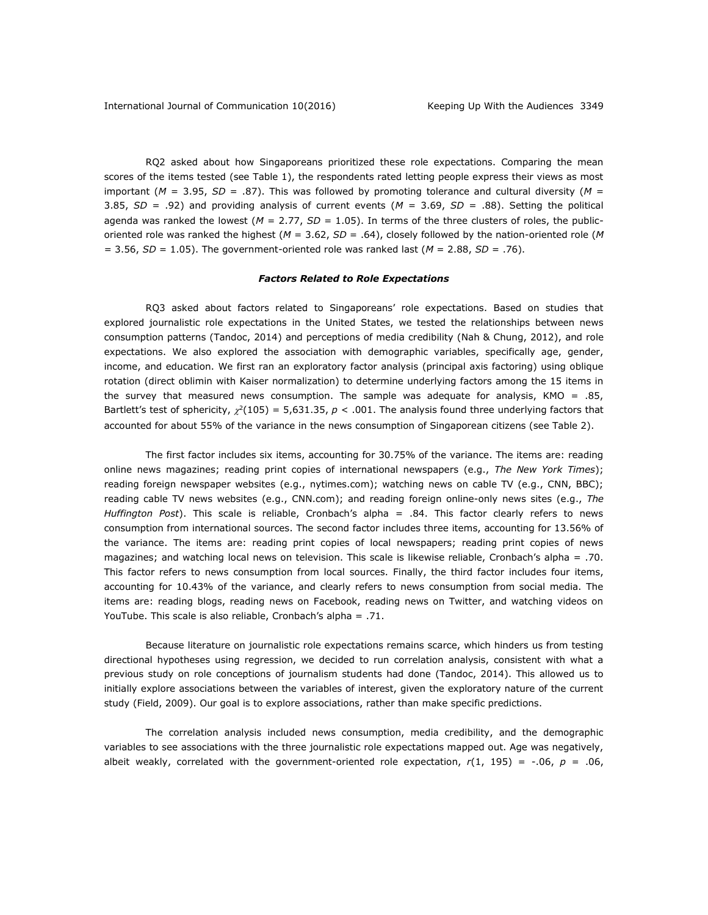RQ2 asked about how Singaporeans prioritized these role expectations. Comparing the mean scores of the items tested (see Table 1), the respondents rated letting people express their views as most important ($M$ = 3.95, $SD$ = .87). This was followed by promoting tolerance and cultural diversity ($M$ = 3.85, $SD$ = .92) and providing analysis of current events ($M$ = 3.69, $SD$ = .88). Setting the political agenda was ranked the lowest ($M$ = 2.77, $SD$ = 1.05). In terms of the three clusters of roles, the public-oriented role was ranked the highest ($M$ = 3.62, $SD$ = .64), closely followed by the nation-oriented role ($M$ = 3.56, $SD$ = 1.05). The government-oriented role was ranked last ($M$ = 2.88, $SD$ = .76).

### *Factors Related to Role Expectations*

RQ3 asked about factors related to Singaporeans' role expectations. Based on studies that explored journalistic role expectations in the United States, we tested the relationships between news consumption patterns (Tandoc, 2014) and perceptions of media credibility (Nah & Chung, 2012), and role expectations. We also explored the association with demographic variables, specifically age, gender, income, and education. We first ran an exploratory factor analysis (principal axis factoring) using oblique rotation (direct oblimin with Kaiser normalization) to determine underlying factors among the 15 items in the survey that measured news consumption. The sample was adequate for analysis, KMO = .85, Bartlett's test of sphericity, $\chi^2(105) = 5{,}631.35$, $p < .001$. The analysis found three underlying factors that accounted for about 55% of the variance in the news consumption of Singaporean citizens (see Table 2).

The first factor includes six items, accounting for 30.75% of the variance. The items are: reading online news magazines; reading print copies of international newspapers (e.g., *The New York Times*); reading foreign newspaper websites (e.g., nytimes.com); watching news on cable TV (e.g., CNN, BBC); reading cable TV news websites (e.g., CNN.com); and reading foreign online-only news sites (e.g., *The Huffington Post*). This scale is reliable, Cronbach's alpha = .84. This factor clearly refers to news consumption from international sources. The second factor includes three items, accounting for 13.56% of the variance. The items are: reading print copies of local newspapers; reading print copies of news magazines; and watching local news on television. This scale is likewise reliable, Cronbach's alpha = .70. This factor refers to news consumption from local sources. Finally, the third factor includes four items, accounting for 10.43% of the variance, and clearly refers to news consumption from social media. The items are: reading blogs, reading news on Facebook, reading news on Twitter, and watching videos on YouTube. This scale is also reliable, Cronbach's alpha = .71.

Because literature on journalistic role expectations remains scarce, which hinders us from testing directional hypotheses using regression, we decided to run correlation analysis, consistent with what a previous study on role conceptions of journalism students had done (Tandoc, 2014). This allowed us to initially explore associations between the variables of interest, given the exploratory nature of the current study (Field, 2009). Our goal is to explore associations, rather than make specific predictions.

The correlation analysis included news consumption, media credibility, and the demographic variables to see associations with the three journalistic role expectations mapped out. Age was negatively, albeit weakly, correlated with the government-oriented role expectation, $r(1, 195) = -.06$, $p = .06$,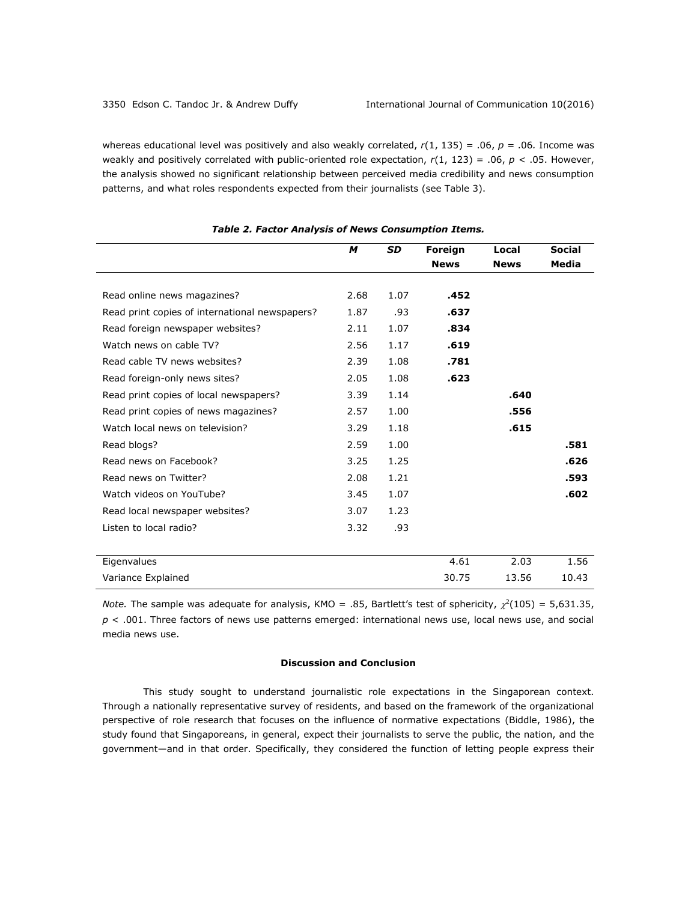whereas educational level was positively and also weakly correlated, $r(1, 135) = .06$, $p = .06$. Income was weakly and positively correlated with public-oriented role expectation, $r(1, 123) = .06$, $p < .05$. However, the analysis showed no significant relationship between perceived media credibility and news consumption patterns, and what roles respondents expected from their journalists (see Table 3).

***Table 2. Factor Analysis of News Consumption Items.***

| | *M* | *SD* | Foreign News | Local News | Social Media |
|---|---|---|---|---|---|
| Read online news magazines? | 2.68 | 1.07 | **.452** | | |
| Read print copies of international newspapers? | 1.87 | .93 | **.637** | | |
| Read foreign newspaper websites? | 2.11 | 1.07 | **.834** | | |
| Watch news on cable TV? | 2.56 | 1.17 | **.619** | | |
| Read cable TV news websites? | 2.39 | 1.08 | **.781** | | |
| Read foreign-only news sites? | 2.05 | 1.08 | **.623** | | |
| Read print copies of local newspapers? | 3.39 | 1.14 | | **.640** | |
| Read print copies of news magazines? | 2.57 | 1.00 | | **.556** | |
| Watch local news on television? | 3.29 | 1.18 | | **.615** | |
| Read blogs? | 2.59 | 1.00 | | | **.581** |
| Read news on Facebook? | 3.25 | 1.25 | | | **.626** |
| Read news on Twitter? | 2.08 | 1.21 | | | **.593** |
| Watch videos on YouTube? | 3.45 | 1.07 | | | **.602** |
| Read local newspaper websites? | 3.07 | 1.23 | | | |
| Listen to local radio? | 3.32 | .93 | | | |
| Eigenvalues | | | 4.61 | 2.03 | 1.56 |
| Variance Explained | | | 30.75 | 13.56 | 10.43 |

*Note.* The sample was adequate for analysis, KMO = .85, Bartlett's test of sphericity, $\chi^2(105) = 5{,}631.35$, $p < .001$. Three factors of news use patterns emerged: international news use, local news use, and social media news use.

## Discussion and Conclusion

This study sought to understand journalistic role expectations in the Singaporean context. Through a nationally representative survey of residents, and based on the framework of the organizational perspective of role research that focuses on the influence of normative expectations (Biddle, 1986), the study found that Singaporeans, in general, expect their journalists to serve the public, the nation, and the government—and in that order. Specifically, they considered the function of letting people express their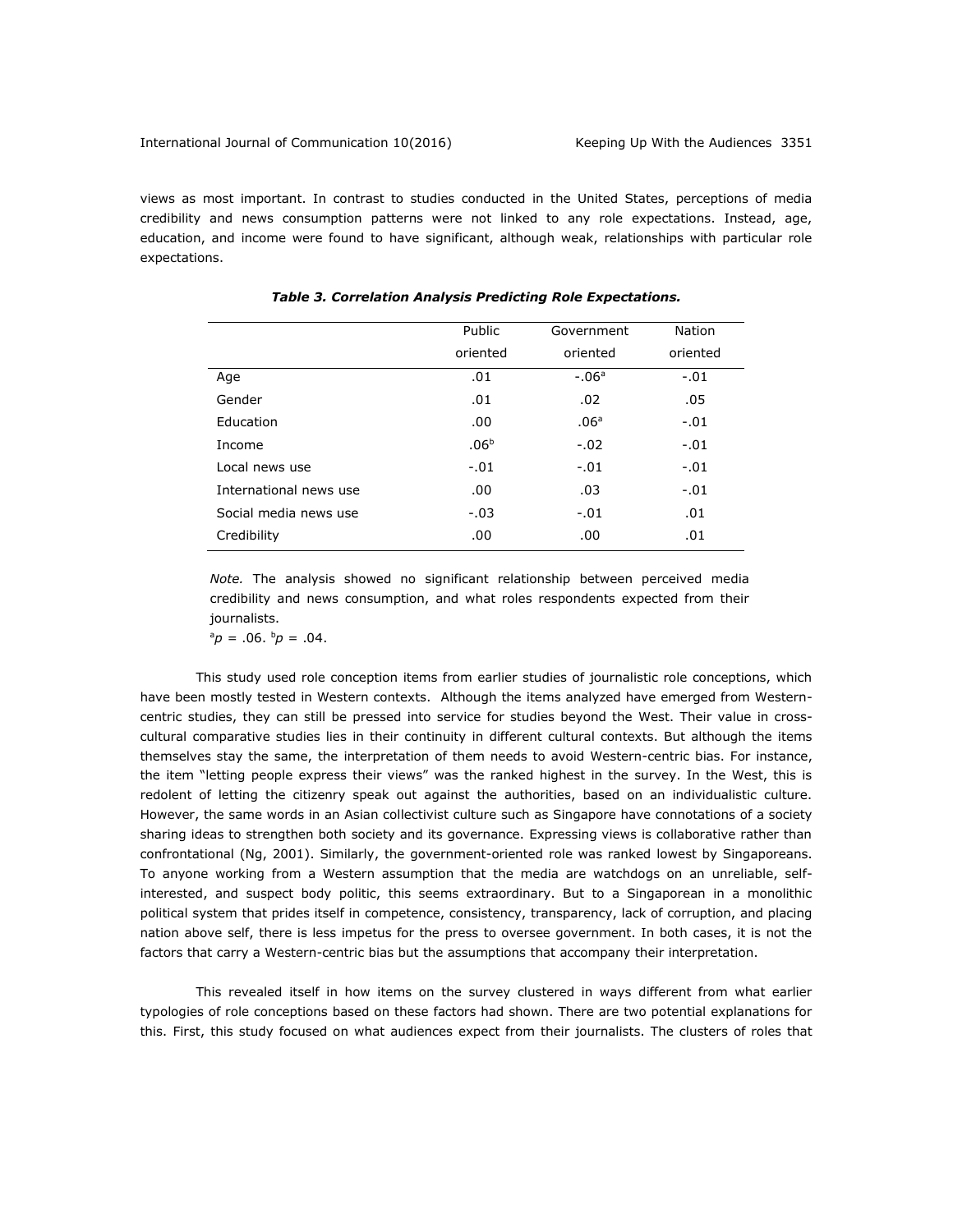views as most important. In contrast to studies conducted in the United States, perceptions of media credibility and news consumption patterns were not linked to any role expectations. Instead, age, education, and income were found to have significant, although weak, relationships with particular role expectations.

***Table 3. Correlation Analysis Predicting Role Expectations.***

| | Public oriented | Government oriented | Nation oriented |
|---|---|---|---|
| Age | .01 | -.06[a] | -.01 |
| Gender | .01 | .02 | .05 |
| Education | .00 | .06[a] | -.01 |
| Income | .06[b] | -.02 | -.01 |
| Local news use | -.01 | -.01 | -.01 |
| International news use | .00 | .03 | -.01 |
| Social media news use | -.03 | -.01 | .01 |
| Credibility | .00 | .00 | .01 |

*Note.* The analysis showed no significant relationship between perceived media credibility and news consumption, and what roles respondents expected from their journalists.
[a]$p = .06$. [b]$p = .04$.

This study used role conception items from earlier studies of journalistic role conceptions, which have been mostly tested in Western contexts. Although the items analyzed have emerged from Western-centric studies, they can still be pressed into service for studies beyond the West. Their value in cross-cultural comparative studies lies in their continuity in different cultural contexts. But although the items themselves stay the same, the interpretation of them needs to avoid Western-centric bias. For instance, the item "letting people express their views" was the ranked highest in the survey. In the West, this is redolent of letting the citizenry speak out against the authorities, based on an individualistic culture. However, the same words in an Asian collectivist culture such as Singapore have connotations of a society sharing ideas to strengthen both society and its governance. Expressing views is collaborative rather than confrontational (Ng, 2001). Similarly, the government-oriented role was ranked lowest by Singaporeans. To anyone working from a Western assumption that the media are watchdogs on an unreliable, self-interested, and suspect body politic, this seems extraordinary. But to a Singaporean in a monolithic political system that prides itself in competence, consistency, transparency, lack of corruption, and placing nation above self, there is less impetus for the press to oversee government. In both cases, it is not the factors that carry a Western-centric bias but the assumptions that accompany their interpretation.

This revealed itself in how items on the survey clustered in ways different from what earlier typologies of role conceptions based on these factors had shown. There are two potential explanations for this. First, this study focused on what audiences expect from their journalists. The clusters of roles that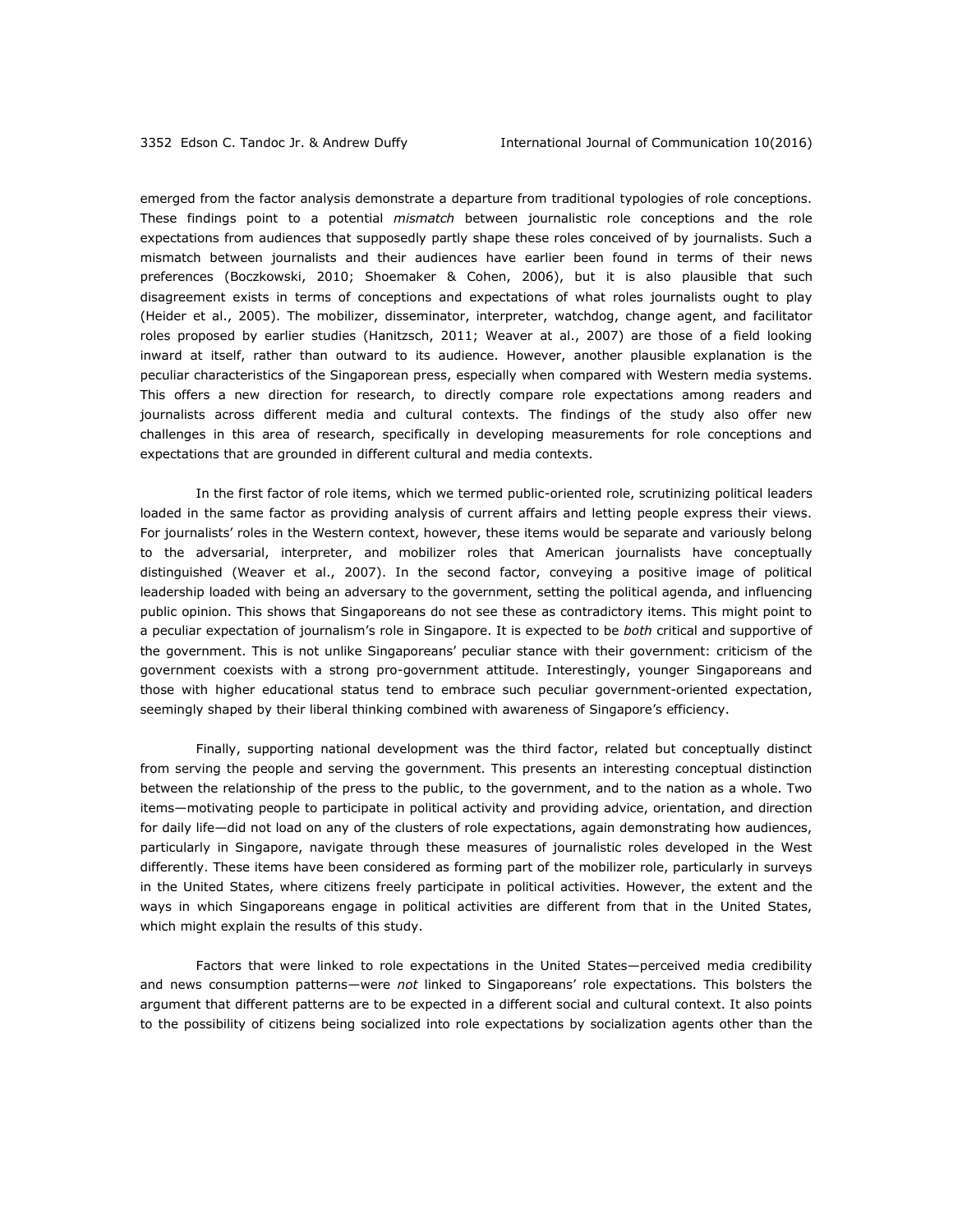emerged from the factor analysis demonstrate a departure from traditional typologies of role conceptions. These findings point to a potential *mismatch* between journalistic role conceptions and the role expectations from audiences that supposedly partly shape these roles conceived of by journalists. Such a mismatch between journalists and their audiences have earlier been found in terms of their news preferences (Boczkowski, 2010; Shoemaker & Cohen, 2006), but it is also plausible that such disagreement exists in terms of conceptions and expectations of what roles journalists ought to play (Heider et al., 2005). The mobilizer, disseminator, interpreter, watchdog, change agent, and facilitator roles proposed by earlier studies (Hanitzsch, 2011; Weaver at al., 2007) are those of a field looking inward at itself, rather than outward to its audience. However, another plausible explanation is the peculiar characteristics of the Singaporean press, especially when compared with Western media systems. This offers a new direction for research, to directly compare role expectations among readers and journalists across different media and cultural contexts. The findings of the study also offer new challenges in this area of research, specifically in developing measurements for role conceptions and expectations that are grounded in different cultural and media contexts.

In the first factor of role items, which we termed public-oriented role, scrutinizing political leaders loaded in the same factor as providing analysis of current affairs and letting people express their views. For journalists' roles in the Western context, however, these items would be separate and variously belong to the adversarial, interpreter, and mobilizer roles that American journalists have conceptually distinguished (Weaver et al., 2007). In the second factor, conveying a positive image of political leadership loaded with being an adversary to the government, setting the political agenda, and influencing public opinion. This shows that Singaporeans do not see these as contradictory items. This might point to a peculiar expectation of journalism's role in Singapore. It is expected to be *both* critical and supportive of the government. This is not unlike Singaporeans' peculiar stance with their government: criticism of the government coexists with a strong pro-government attitude. Interestingly, younger Singaporeans and those with higher educational status tend to embrace such peculiar government-oriented expectation, seemingly shaped by their liberal thinking combined with awareness of Singapore's efficiency.

Finally, supporting national development was the third factor, related but conceptually distinct from serving the people and serving the government. This presents an interesting conceptual distinction between the relationship of the press to the public, to the government, and to the nation as a whole. Two items—motivating people to participate in political activity and providing advice, orientation, and direction for daily life—did not load on any of the clusters of role expectations, again demonstrating how audiences, particularly in Singapore, navigate through these measures of journalistic roles developed in the West differently. These items have been considered as forming part of the mobilizer role, particularly in surveys in the United States, where citizens freely participate in political activities. However, the extent and the ways in which Singaporeans engage in political activities are different from that in the United States, which might explain the results of this study.

Factors that were linked to role expectations in the United States—perceived media credibility and news consumption patterns—were *not* linked to Singaporeans' role expectations. This bolsters the argument that different patterns are to be expected in a different social and cultural context. It also points to the possibility of citizens being socialized into role expectations by socialization agents other than the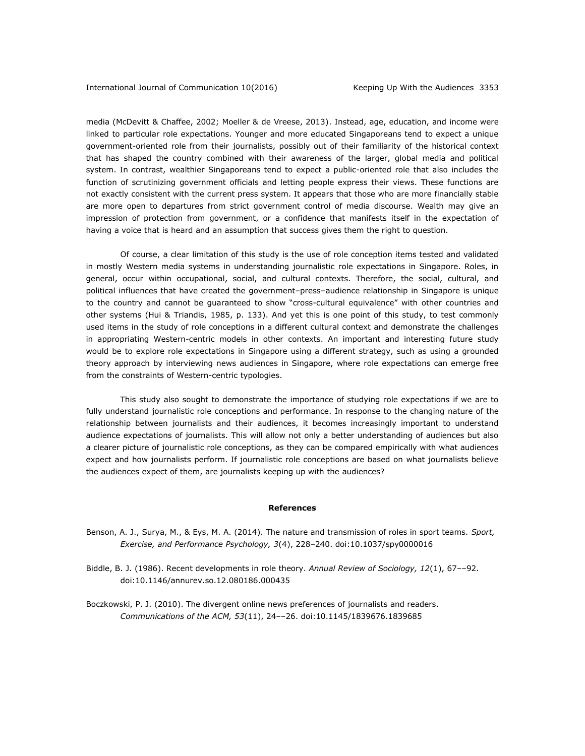media (McDevitt & Chaffee, 2002; Moeller & de Vreese, 2013). Instead, age, education, and income were linked to particular role expectations. Younger and more educated Singaporeans tend to expect a unique government-oriented role from their journalists, possibly out of their familiarity of the historical context that has shaped the country combined with their awareness of the larger, global media and political system. In contrast, wealthier Singaporeans tend to expect a public-oriented role that also includes the function of scrutinizing government officials and letting people express their views. These functions are not exactly consistent with the current press system. It appears that those who are more financially stable are more open to departures from strict government control of media discourse. Wealth may give an impression of protection from government, or a confidence that manifests itself in the expectation of having a voice that is heard and an assumption that success gives them the right to question.

Of course, a clear limitation of this study is the use of role conception items tested and validated in mostly Western media systems in understanding journalistic role expectations in Singapore. Roles, in general, occur within occupational, social, and cultural contexts. Therefore, the social, cultural, and political influences that have created the government–press–audience relationship in Singapore is unique to the country and cannot be guaranteed to show "cross-cultural equivalence" with other countries and other systems (Hui & Triandis, 1985, p. 133). And yet this is one point of this study, to test commonly used items in the study of role conceptions in a different cultural context and demonstrate the challenges in appropriating Western-centric models in other contexts. An important and interesting future study would be to explore role expectations in Singapore using a different strategy, such as using a grounded theory approach by interviewing news audiences in Singapore, where role expectations can emerge free from the constraints of Western-centric typologies.

This study also sought to demonstrate the importance of studying role expectations if we are to fully understand journalistic role conceptions and performance. In response to the changing nature of the relationship between journalists and their audiences, it becomes increasingly important to understand audience expectations of journalists. This will allow not only a better understanding of audiences but also a clearer picture of journalistic role conceptions, as they can be compared empirically with what audiences expect and how journalists perform. If journalistic role conceptions are based on what journalists believe the audiences expect of them, are journalists keeping up with the audiences?

## References

Benson, A. J., Surya, M., & Eys, M. A. (2014). The nature and transmission of roles in sport teams. *Sport, Exercise, and Performance Psychology, 3*(4), 228–240. doi:10.1037/spy0000016

Biddle, B. J. (1986). Recent developments in role theory. *Annual Review of Sociology, 12*(1), 67––92. doi:10.1146/annurev.so.12.080186.000435

Boczkowski, P. J. (2010). The divergent online news preferences of journalists and readers. *Communications of the ACM, 53*(11), 24––26. doi:10.1145/1839676.1839685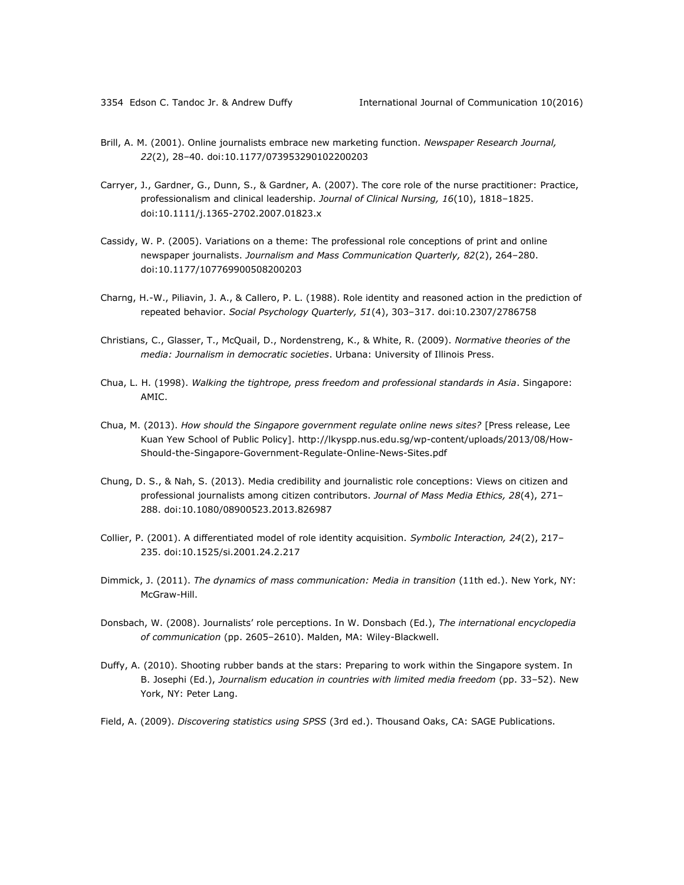Brill, A. M. (2001). Online journalists embrace new marketing function. *Newspaper Research Journal, 22*(2), 28–40. doi:10.1177/073953290102200203

Carryer, J., Gardner, G., Dunn, S., & Gardner, A. (2007). The core role of the nurse practitioner: Practice, professionalism and clinical leadership. *Journal of Clinical Nursing, 16*(10), 1818–1825. doi:10.1111/j.1365-2702.2007.01823.x

Cassidy, W. P. (2005). Variations on a theme: The professional role conceptions of print and online newspaper journalists. *Journalism and Mass Communication Quarterly, 82*(2), 264–280. doi:10.1177/107769900508200203

Charng, H.-W., Piliavin, J. A., & Callero, P. L. (1988). Role identity and reasoned action in the prediction of repeated behavior. *Social Psychology Quarterly, 51*(4), 303–317. doi:10.2307/2786758

Christians, C., Glasser, T., McQuail, D., Nordenstreng, K., & White, R. (2009). *Normative theories of the media: Journalism in democratic societies*. Urbana: University of Illinois Press.

Chua, L. H. (1998). *Walking the tightrope, press freedom and professional standards in Asia*. Singapore: AMIC.

Chua, M. (2013). *How should the Singapore government regulate online news sites?* [Press release, Lee Kuan Yew School of Public Policy]. http://lkyspp.nus.edu.sg/wp-content/uploads/2013/08/How-Should-the-Singapore-Government-Regulate-Online-News-Sites.pdf

Chung, D. S., & Nah, S. (2013). Media credibility and journalistic role conceptions: Views on citizen and professional journalists among citizen contributors. *Journal of Mass Media Ethics, 28*(4), 271–288. doi:10.1080/08900523.2013.826987

Collier, P. (2001). A differentiated model of role identity acquisition. *Symbolic Interaction, 24*(2), 217–235. doi:10.1525/si.2001.24.2.217

Dimmick, J. (2011). *The dynamics of mass communication: Media in transition* (11th ed.). New York, NY: McGraw-Hill.

Donsbach, W. (2008). Journalists' role perceptions. In W. Donsbach (Ed.), *The international encyclopedia of communication* (pp. 2605–2610). Malden, MA: Wiley-Blackwell.

Duffy, A. (2010). Shooting rubber bands at the stars: Preparing to work within the Singapore system. In B. Josephi (Ed.), *Journalism education in countries with limited media freedom* (pp. 33–52). New York, NY: Peter Lang.

Field, A. (2009). *Discovering statistics using SPSS* (3rd ed.). Thousand Oaks, CA: SAGE Publications.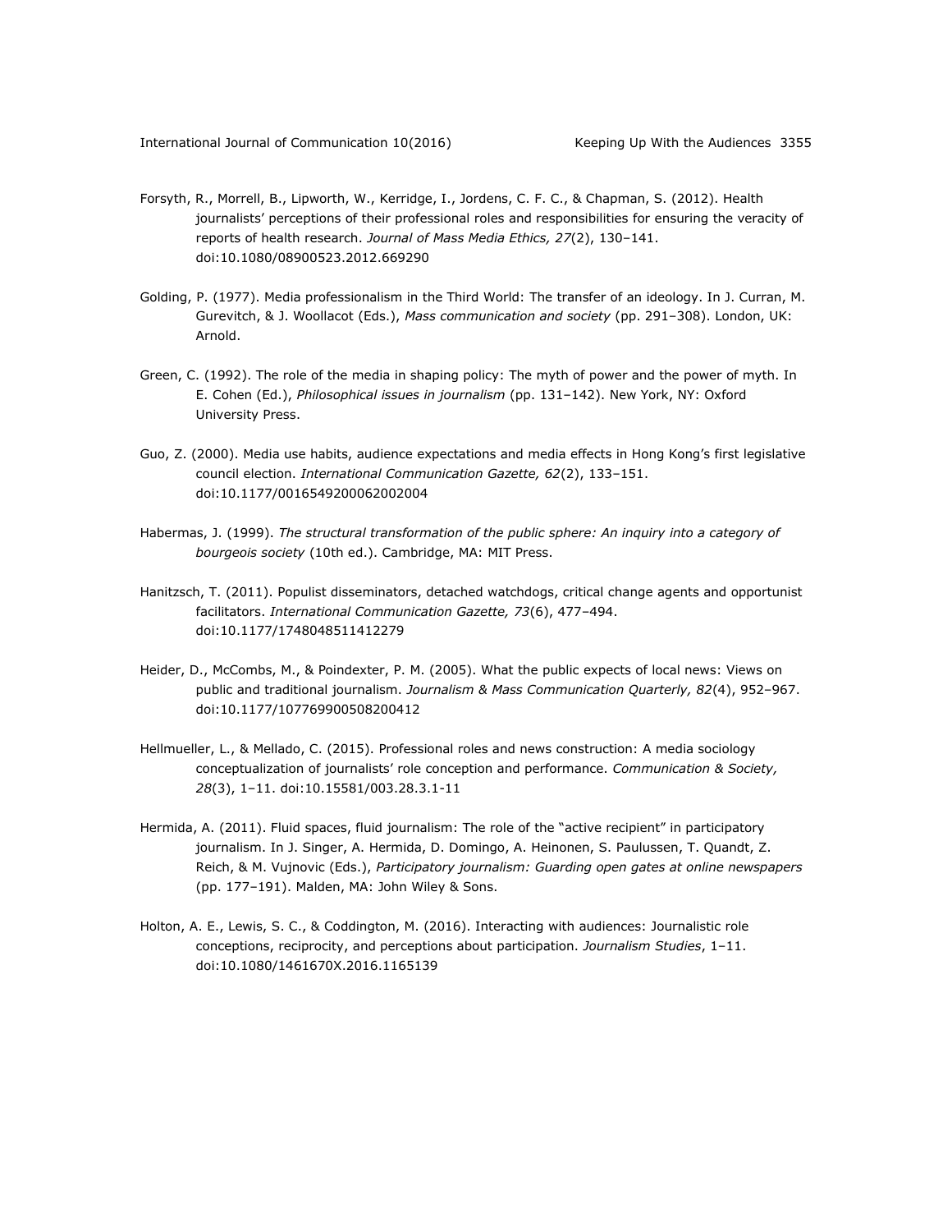Forsyth, R., Morrell, B., Lipworth, W., Kerridge, I., Jordens, C. F. C., & Chapman, S. (2012). Health journalists' perceptions of their professional roles and responsibilities for ensuring the veracity of reports of health research. *Journal of Mass Media Ethics, 27*(2), 130–141. doi:10.1080/08900523.2012.669290

Golding, P. (1977). Media professionalism in the Third World: The transfer of an ideology. In J. Curran, M. Gurevitch, & J. Woollacot (Eds.), *Mass communication and society* (pp. 291–308). London, UK: Arnold.

Green, C. (1992). The role of the media in shaping policy: The myth of power and the power of myth. In E. Cohen (Ed.), *Philosophical issues in journalism* (pp. 131–142). New York, NY: Oxford University Press.

Guo, Z. (2000). Media use habits, audience expectations and media effects in Hong Kong's first legislative council election. *International Communication Gazette, 62*(2), 133–151. doi:10.1177/0016549200062002004

Habermas, J. (1999). *The structural transformation of the public sphere: An inquiry into a category of bourgeois society* (10th ed.). Cambridge, MA: MIT Press.

Hanitzsch, T. (2011). Populist disseminators, detached watchdogs, critical change agents and opportunist facilitators. *International Communication Gazette, 73*(6), 477–494. doi:10.1177/1748048511412279

Heider, D., McCombs, M., & Poindexter, P. M. (2005). What the public expects of local news: Views on public and traditional journalism. *Journalism & Mass Communication Quarterly, 82*(4), 952–967. doi:10.1177/107769900508200412

Hellmueller, L., & Mellado, C. (2015). Professional roles and news construction: A media sociology conceptualization of journalists' role conception and performance. *Communication & Society, 28*(3), 1–11. doi:10.15581/003.28.3.1-11

Hermida, A. (2011). Fluid spaces, fluid journalism: The role of the "active recipient" in participatory journalism. In J. Singer, A. Hermida, D. Domingo, A. Heinonen, S. Paulussen, T. Quandt, Z. Reich, & M. Vujnovic (Eds.), *Participatory journalism: Guarding open gates at online newspapers* (pp. 177–191). Malden, MA: John Wiley & Sons.

Holton, A. E., Lewis, S. C., & Coddington, M. (2016). Interacting with audiences: Journalistic role conceptions, reciprocity, and perceptions about participation. *Journalism Studies*, 1–11. doi:10.1080/1461670X.2016.1165139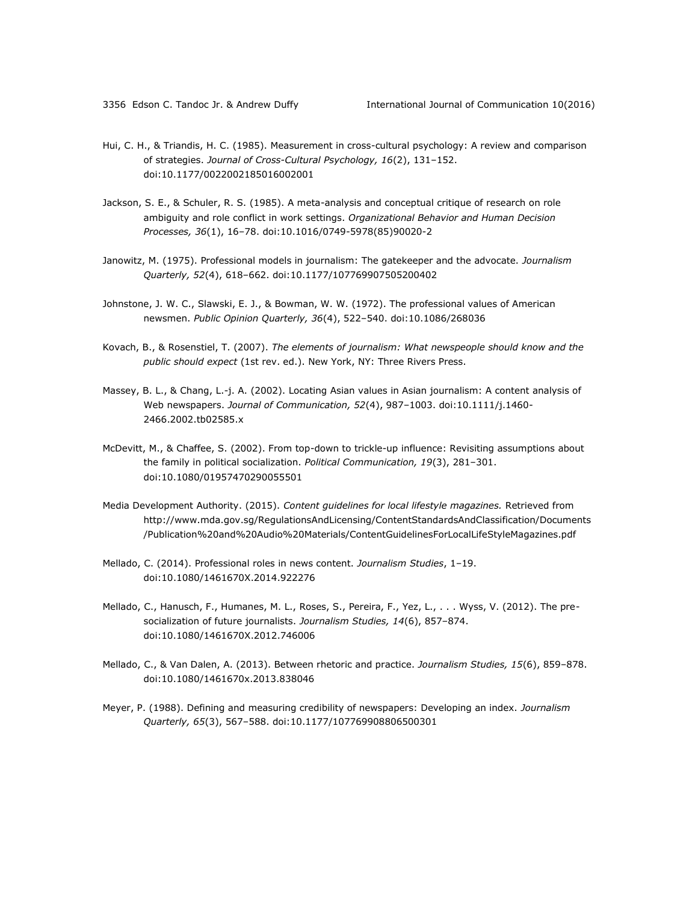Hui, C. H., & Triandis, H. C. (1985). Measurement in cross-cultural psychology: A review and comparison of strategies. *Journal of Cross-Cultural Psychology, 16*(2), 131–152. doi:10.1177/0022002185016002001

Jackson, S. E., & Schuler, R. S. (1985). A meta-analysis and conceptual critique of research on role ambiguity and role conflict in work settings. *Organizational Behavior and Human Decision Processes, 36*(1), 16–78. doi:10.1016/0749-5978(85)90020-2

Janowitz, M. (1975). Professional models in journalism: The gatekeeper and the advocate. *Journalism Quarterly, 52*(4), 618–662. doi:10.1177/107769907505200402

Johnstone, J. W. C., Slawski, E. J., & Bowman, W. W. (1972). The professional values of American newsmen. *Public Opinion Quarterly, 36*(4), 522–540. doi:10.1086/268036

Kovach, B., & Rosenstiel, T. (2007). *The elements of journalism: What newspeople should know and the public should expect* (1st rev. ed.). New York, NY: Three Rivers Press.

Massey, B. L., & Chang, L.-j. A. (2002). Locating Asian values in Asian journalism: A content analysis of Web newspapers. *Journal of Communication, 52*(4), 987–1003. doi:10.1111/j.1460-2466.2002.tb02585.x

McDevitt, M., & Chaffee, S. (2002). From top-down to trickle-up influence: Revisiting assumptions about the family in political socialization. *Political Communication, 19*(3), 281–301. doi:10.1080/01957470290055501

Media Development Authority. (2015). *Content guidelines for local lifestyle magazines.* Retrieved from http://www.mda.gov.sg/RegulationsAndLicensing/ContentStandardsAndClassification/Documents/Publication%20and%20Audio%20Materials/ContentGuidelinesForLocalLifeStyleMagazines.pdf

Mellado, C. (2014). Professional roles in news content. *Journalism Studies*, 1–19. doi:10.1080/1461670X.2014.922276

Mellado, C., Hanusch, F., Humanes, M. L., Roses, S., Pereira, F., Yez, L., . . . Wyss, V. (2012). The pre-socialization of future journalists. *Journalism Studies, 14*(6), 857–874. doi:10.1080/1461670X.2012.746006

Mellado, C., & Van Dalen, A. (2013). Between rhetoric and practice. *Journalism Studies, 15*(6), 859–878. doi:10.1080/1461670x.2013.838046

Meyer, P. (1988). Defining and measuring credibility of newspapers: Developing an index. *Journalism Quarterly, 65*(3), 567–588. doi:10.1177/107769908806500301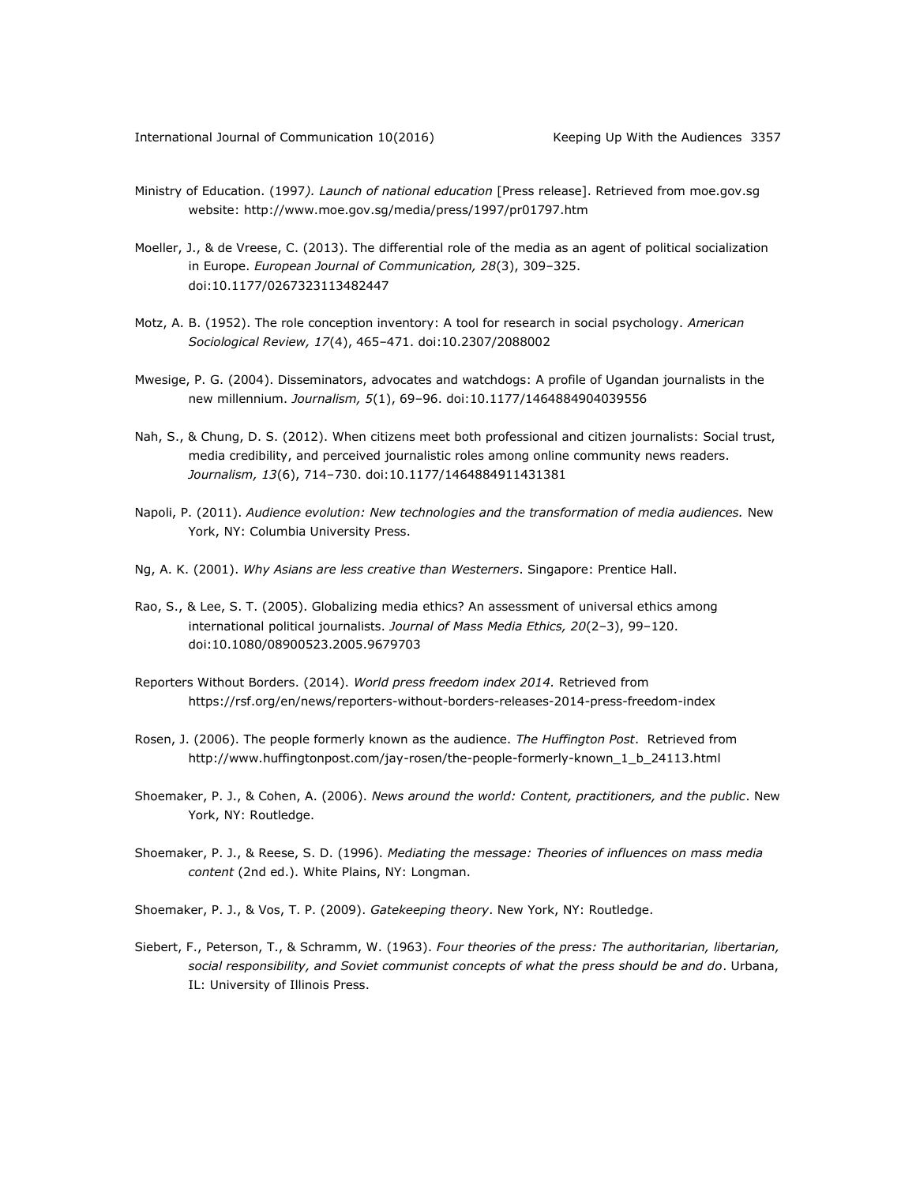Ministry of Education. (1997*). Launch of national education* [Press release]. Retrieved from moe.gov.sg website: http://www.moe.gov.sg/media/press/1997/pr01797.htm

Moeller, J., & de Vreese, C. (2013). The differential role of the media as an agent of political socialization in Europe. *European Journal of Communication, 28*(3), 309–325. doi:10.1177/0267323113482447

Motz, A. B. (1952). The role conception inventory: A tool for research in social psychology. *American Sociological Review, 17*(4), 465–471. doi:10.2307/2088002

Mwesige, P. G. (2004). Disseminators, advocates and watchdogs: A profile of Ugandan journalists in the new millennium. *Journalism, 5*(1), 69–96. doi:10.1177/1464884904039556

Nah, S., & Chung, D. S. (2012). When citizens meet both professional and citizen journalists: Social trust, media credibility, and perceived journalistic roles among online community news readers. *Journalism, 13*(6), 714–730. doi:10.1177/1464884911431381

Napoli, P. (2011). *Audience evolution: New technologies and the transformation of media audiences.* New York, NY: Columbia University Press.

Ng, A. K. (2001). *Why Asians are less creative than Westerners*. Singapore: Prentice Hall.

Rao, S., & Lee, S. T. (2005). Globalizing media ethics? An assessment of universal ethics among international political journalists. *Journal of Mass Media Ethics, 20*(2–3), 99–120. doi:10.1080/08900523.2005.9679703

Reporters Without Borders. (2014). *World press freedom index 2014.* Retrieved from https://rsf.org/en/news/reporters-without-borders-releases-2014-press-freedom-index

Rosen, J. (2006). The people formerly known as the audience. *The Huffington Post*. Retrieved from http://www.huffingtonpost.com/jay-rosen/the-people-formerly-known_1_b_24113.html

Shoemaker, P. J., & Cohen, A. (2006). *News around the world: Content, practitioners, and the public*. New York, NY: Routledge.

Shoemaker, P. J., & Reese, S. D. (1996). *Mediating the message: Theories of influences on mass media content* (2nd ed.). White Plains, NY: Longman.

Shoemaker, P. J., & Vos, T. P. (2009). *Gatekeeping theory*. New York, NY: Routledge.

Siebert, F., Peterson, T., & Schramm, W. (1963). *Four theories of the press: The authoritarian, libertarian, social responsibility, and Soviet communist concepts of what the press should be and do*. Urbana, IL: University of Illinois Press.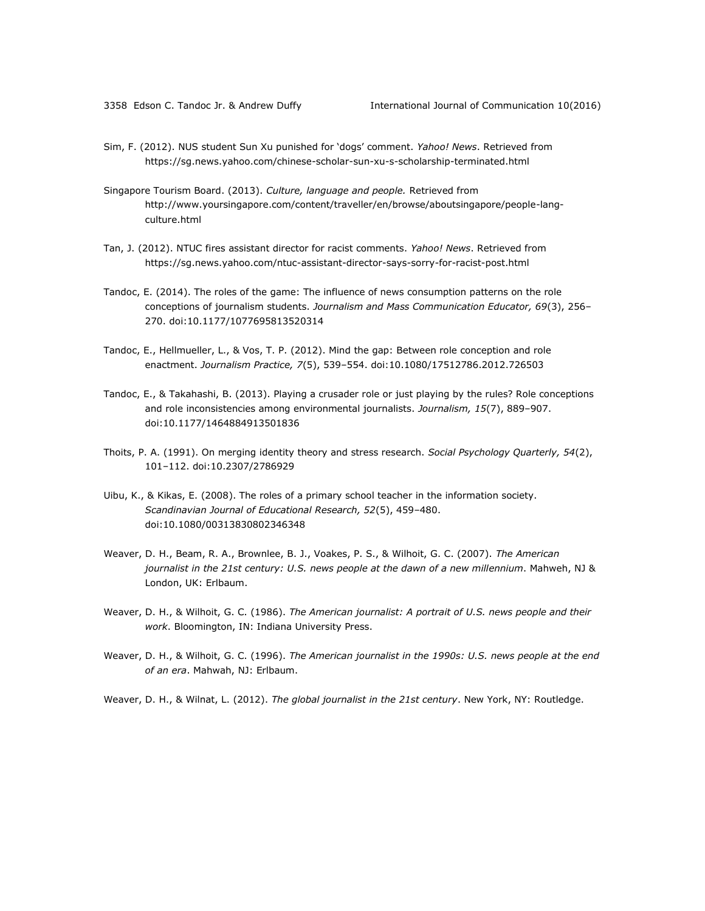Sim, F. (2012). NUS student Sun Xu punished for 'dogs' comment. *Yahoo! News*. Retrieved from https://sg.news.yahoo.com/chinese-scholar-sun-xu-s-scholarship-terminated.html

Singapore Tourism Board. (2013). *Culture, language and people.* Retrieved from http://www.yoursingapore.com/content/traveller/en/browse/aboutsingapore/people-lang-culture.html

Tan, J. (2012). NTUC fires assistant director for racist comments. *Yahoo! News*. Retrieved from https://sg.news.yahoo.com/ntuc-assistant-director-says-sorry-for-racist-post.html

Tandoc, E. (2014). The roles of the game: The influence of news consumption patterns on the role conceptions of journalism students. *Journalism and Mass Communication Educator, 69*(3), 256–270. doi:10.1177/1077695813520314

Tandoc, E., Hellmueller, L., & Vos, T. P. (2012). Mind the gap: Between role conception and role enactment. *Journalism Practice, 7*(5), 539–554. doi:10.1080/17512786.2012.726503

Tandoc, E., & Takahashi, B. (2013). Playing a crusader role or just playing by the rules? Role conceptions and role inconsistencies among environmental journalists. *Journalism, 15*(7), 889–907. doi:10.1177/1464884913501836

Thoits, P. A. (1991). On merging identity theory and stress research. *Social Psychology Quarterly, 54*(2), 101–112. doi:10.2307/2786929

Uibu, K., & Kikas, E. (2008). The roles of a primary school teacher in the information society. *Scandinavian Journal of Educational Research, 52*(5), 459–480. doi:10.1080/00313830802346348

Weaver, D. H., Beam, R. A., Brownlee, B. J., Voakes, P. S., & Wilhoit, G. C. (2007). *The American journalist in the 21st century: U.S. news people at the dawn of a new millennium*. Mahweh, NJ & London, UK: Erlbaum.

Weaver, D. H., & Wilhoit, G. C. (1986). *The American journalist: A portrait of U.S. news people and their work*. Bloomington, IN: Indiana University Press.

Weaver, D. H., & Wilhoit, G. C. (1996). *The American journalist in the 1990s: U.S. news people at the end of an era*. Mahwah, NJ: Erlbaum.

Weaver, D. H., & Wilnat, L. (2012). *The global journalist in the 21st century*. New York, NY: Routledge.